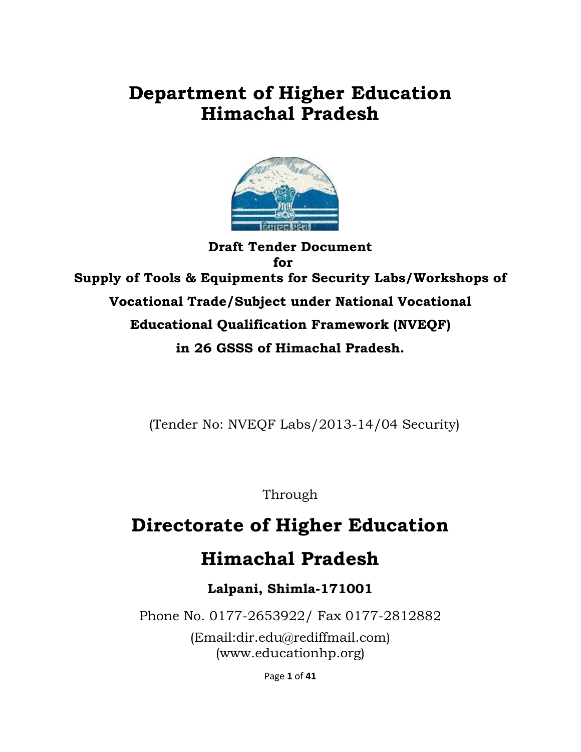# Department of Higher Education
# Himachal Pradesh

**Draft Tender Document**
**for**
**Supply of Tools & Equipments for Security Labs/Workshops of Vocational Trade/Subject under National Vocational Educational Qualification Framework (NVEQF) in 26 GSSS of Himachal Pradesh.**

(Tender No: NVEQF Labs/2013-14/04 Security)

Through

# Directorate of Higher Education
# Himachal Pradesh

**Lalpani, Shimla-171001**

Phone No. 0177-2653922/ Fax 0177-2812882

(Email:dir.edu@rediffmail.com)
(www.educationhp.org)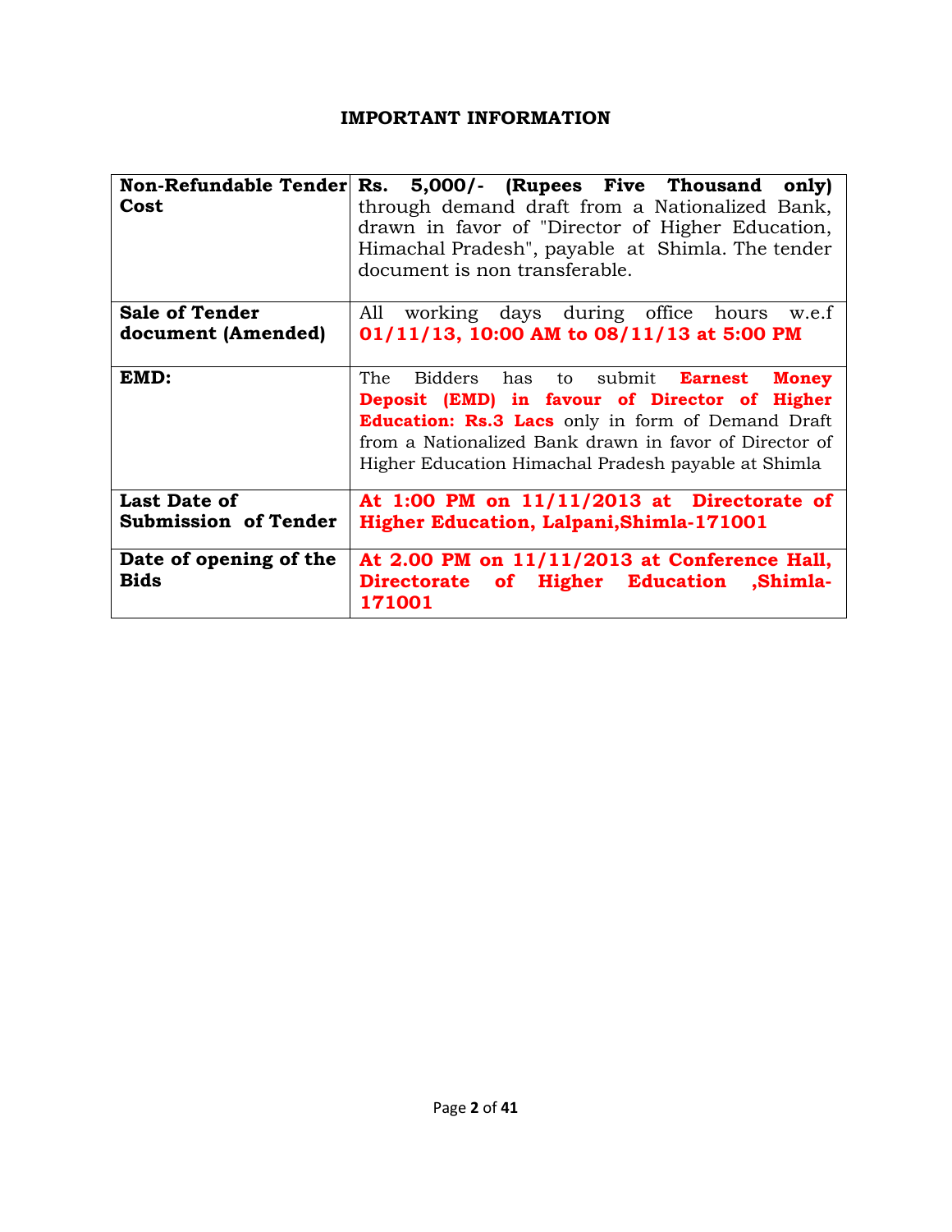## IMPORTANT INFORMATION

| | |
|---|---|
| **Non-Refundable Tender Cost** | **Rs. 5,000/- (Rupees Five Thousand only)** through demand draft from a Nationalized Bank, drawn in favor of "Director of Higher Education, Himachal Pradesh", payable at Shimla. The tender document is non transferable. |
| **Sale of Tender document (Amended)** | All working days during office hours w.e.f **01/11/13, 10:00 AM to 08/11/13 at 5:00 PM** |
| **EMD:** | The Bidders has to submit **Earnest Money Deposit (EMD) in favour of Director of Higher Education: Rs.3 Lacs** only in form of Demand Draft from a Nationalized Bank drawn in favor of Director of Higher Education Himachal Pradesh payable at Shimla |
| **Last Date of Submission of Tender** | **At 1:00 PM on 11/11/2013 at Directorate of Higher Education, Lalpani,Shimla-171001** |
| **Date of opening of the Bids** | **At 2.00 PM on 11/11/2013 at Conference Hall, Directorate of Higher Education ,Shimla-171001** |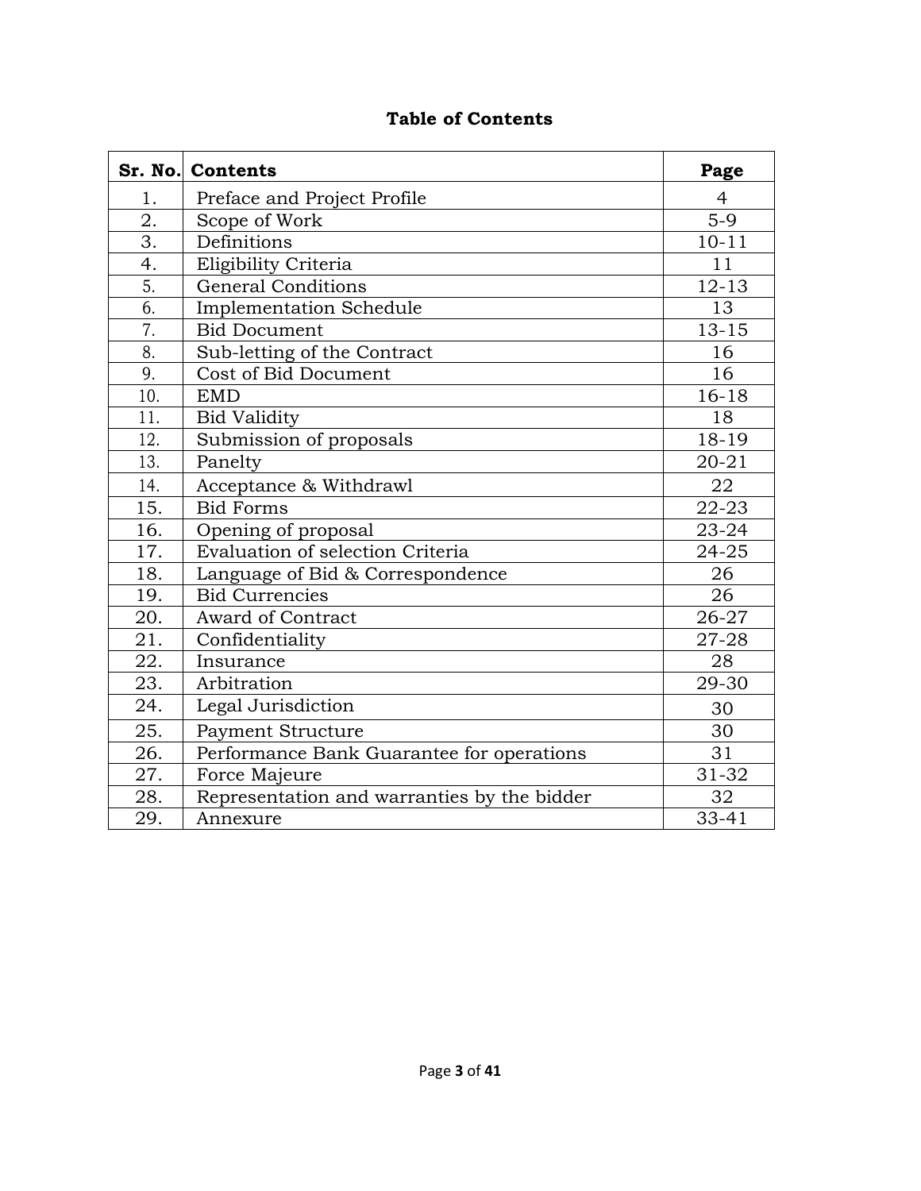# Table of Contents

| Sr. No. | Contents | Page |
|---|---|---|
| 1. | Preface and Project Profile | 4 |
| 2. | Scope of Work | 5-9 |
| 3. | Definitions | 10-11 |
| 4. | Eligibility Criteria | 11 |
| 5. | General Conditions | 12-13 |
| 6. | Implementation Schedule | 13 |
| 7. | Bid Document | 13-15 |
| 8. | Sub-letting of the Contract | 16 |
| 9. | Cost of Bid Document | 16 |
| 10. | EMD | 16-18 |
| 11. | Bid Validity | 18 |
| 12. | Submission of proposals | 18-19 |
| 13. | Panelty | 20-21 |
| 14. | Acceptance & Withdrawl | 22 |
| 15. | Bid Forms | 22-23 |
| 16. | Opening of proposal | 23-24 |
| 17. | Evaluation of selection Criteria | 24-25 |
| 18. | Language of Bid & Correspondence | 26 |
| 19. | Bid Currencies | 26 |
| 20. | Award of Contract | 26-27 |
| 21. | Confidentiality | 27-28 |
| 22. | Insurance | 28 |
| 23. | Arbitration | 29-30 |
| 24. | Legal Jurisdiction | 30 |
| 25. | Payment Structure | 30 |
| 26. | Performance Bank Guarantee for operations | 31 |
| 27. | Force Majeure | 31-32 |
| 28. | Representation and warranties by the bidder | 32 |
| 29. | Annexure | 33-41 |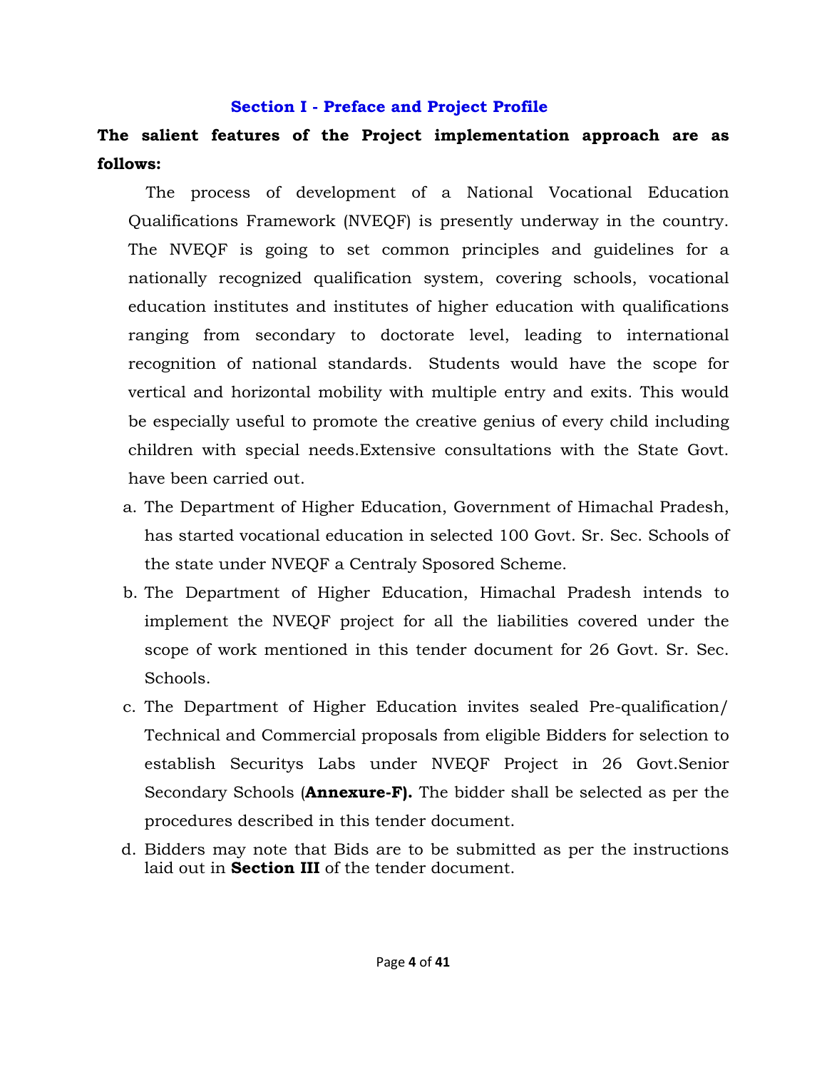## Section I - Preface and Project Profile

**The salient features of the Project implementation approach are as follows:**

The process of development of a National Vocational Education Qualifications Framework (NVEQF) is presently underway in the country. The NVEQF is going to set common principles and guidelines for a nationally recognized qualification system, covering schools, vocational education institutes and institutes of higher education with qualifications ranging from secondary to doctorate level, leading to international recognition of national standards. Students would have the scope for vertical and horizontal mobility with multiple entry and exits. This would be especially useful to promote the creative genius of every child including children with special needs.Extensive consultations with the State Govt. have been carried out.

a. The Department of Higher Education, Government of Himachal Pradesh, has started vocational education in selected 100 Govt. Sr. Sec. Schools of the state under NVEQF a Centraly Sposored Scheme.

b. The Department of Higher Education, Himachal Pradesh intends to implement the NVEQF project for all the liabilities covered under the scope of work mentioned in this tender document for 26 Govt. Sr. Sec. Schools.

c. The Department of Higher Education invites sealed Pre-qualification/ Technical and Commercial proposals from eligible Bidders for selection to establish Securitys Labs under NVEQF Project in 26 Govt.Senior Secondary Schools (**Annexure-F).** The bidder shall be selected as per the procedures described in this tender document.

d. Bidders may note that Bids are to be submitted as per the instructions laid out in **Section III** of the tender document.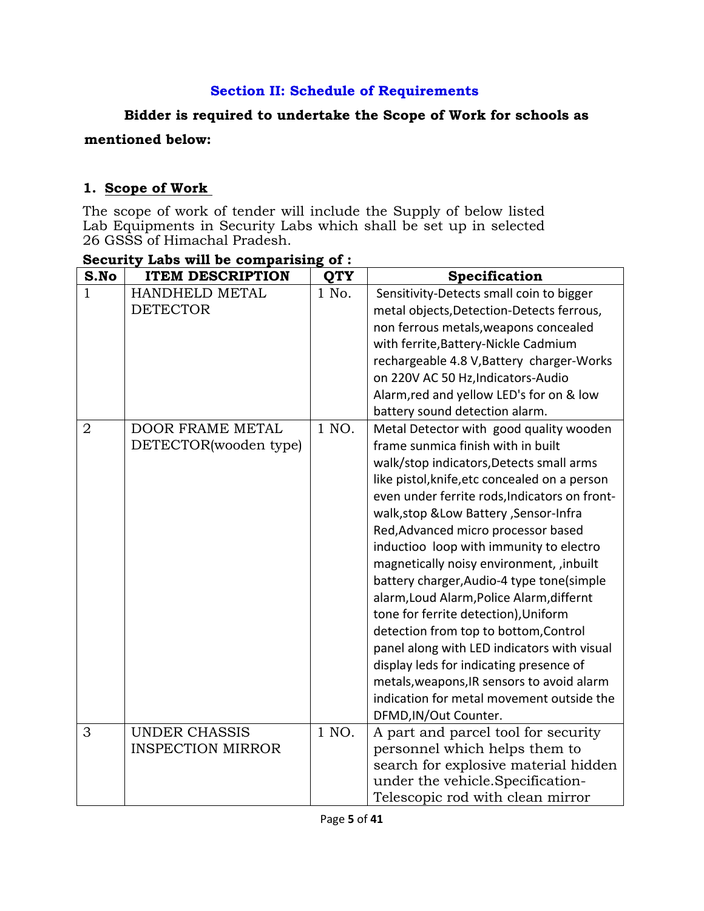## Section II: Schedule of Requirements

**Bidder is required to undertake the Scope of Work for schools as mentioned below:**

### 1. Scope of Work

The scope of work of tender will include the Supply of below listed Lab Equipments in Security Labs which shall be set up in selected 26 GSSS of Himachal Pradesh.

**Security Labs will be comparising of :**

| S.No | ITEM DESCRIPTION | QTY | Specification |
|---|---|---|---|
| 1 | HANDHELD METAL DETECTOR | 1 No. | Sensitivity-Detects small coin to bigger metal objects,Detection-Detects ferrous, non ferrous metals,weapons concealed with ferrite,Battery-Nickle Cadmium rechargeable 4.8 V,Battery charger-Works on 220V AC 50 Hz,Indicators-Audio Alarm,red and yellow LED's for on & low battery sound detection alarm. |
| 2 | DOOR FRAME METAL DETECTOR(wooden type) | 1 NO. | Metal Detector with good quality wooden frame sunmica finish with in built walk/stop indicators,Detects small arms like pistol,knife,etc concealed on a person even under ferrite rods,Indicators on front-walk,stop &Low Battery ,Sensor-Infra Red,Advanced micro processor based inductioo loop with immunity to electro magnetically noisy environment, ,inbuilt battery charger,Audio-4 type tone(simple alarm,Loud Alarm,Police Alarm,differnt tone for ferrite detection),Uniform detection from top to bottom,Control panel along with LED indicators with visual display leds for indicating presence of metals,weapons,IR sensors to avoid alarm indication for metal movement outside the DFMD,IN/Out Counter. |
| 3 | UNDER CHASSIS INSPECTION MIRROR | 1 NO. | A part and parcel tool for security personnel which helps them to search for explosive material hidden under the vehicle.Specification-Telescopic rod with clean mirror |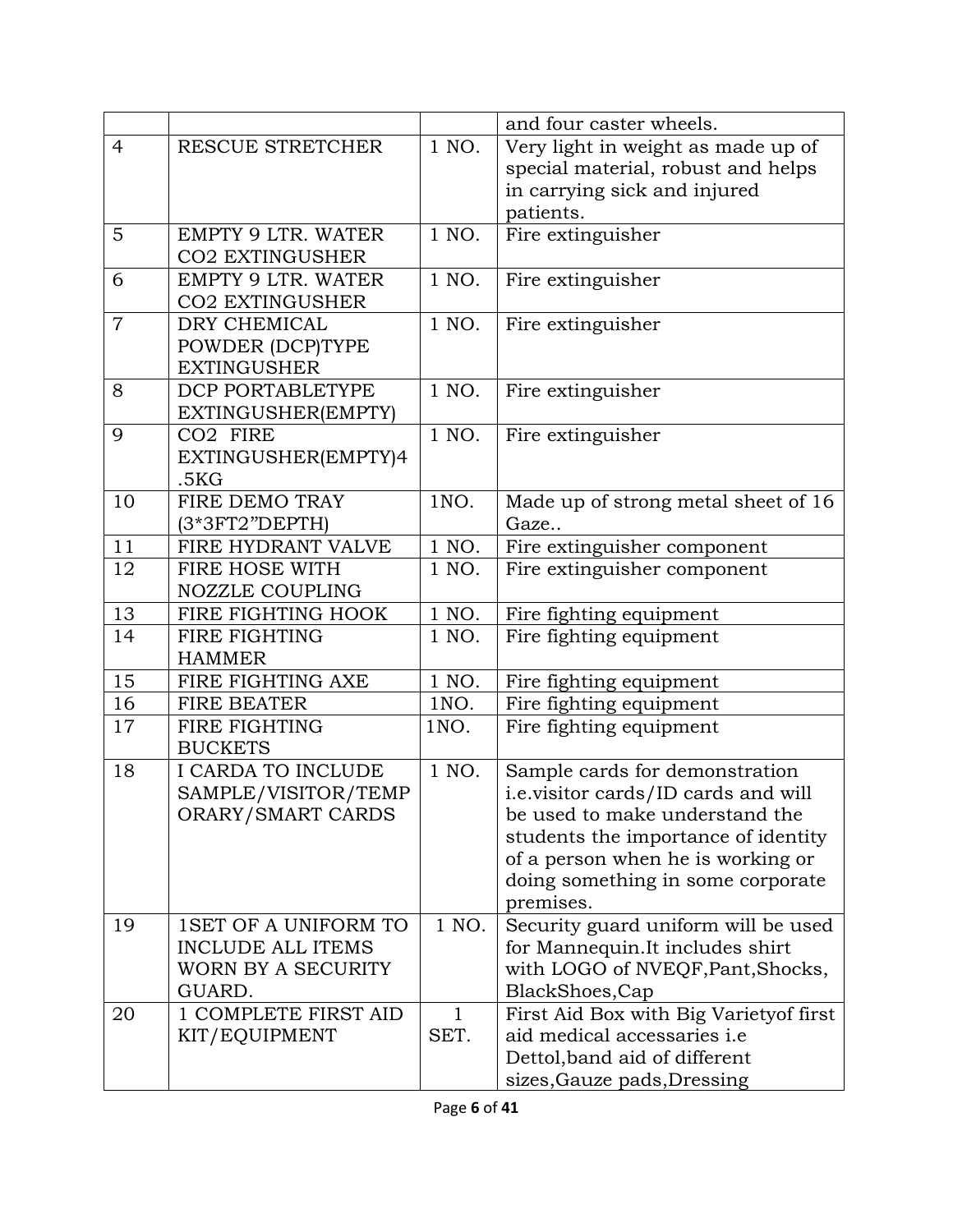|  |  |  | and four caster wheels. |
|---|---|---|---|
| 4 | RESCUE STRETCHER | 1 NO. | Very light in weight as made up of special material, robust and helps in carrying sick and injured patients. |
| 5 | EMPTY 9 LTR. WATER CO2 EXTINGUSHER | 1 NO. | Fire extinguisher |
| 6 | EMPTY 9 LTR. WATER CO2 EXTINGUSHER | 1 NO. | Fire extinguisher |
| 7 | DRY CHEMICAL POWDER (DCP)TYPE EXTINGUSHER | 1 NO. | Fire extinguisher |
| 8 | DCP PORTABLETYPE EXTINGUSHER(EMPTY) | 1 NO. | Fire extinguisher |
| 9 | CO2 FIRE EXTINGUSHER(EMPTY)4.5KG | 1 NO. | Fire extinguisher |
| 10 | FIRE DEMO TRAY (3*3FT2"DEPTH) | 1NO. | Made up of strong metal sheet of 16 Gaze.. |
| 11 | FIRE HYDRANT VALVE | 1 NO. | Fire extinguisher component |
| 12 | FIRE HOSE WITH NOZZLE COUPLING | 1 NO. | Fire extinguisher component |
| 13 | FIRE FIGHTING HOOK | 1 NO. | Fire fighting equipment |
| 14 | FIRE FIGHTING HAMMER | 1 NO. | Fire fighting equipment |
| 15 | FIRE FIGHTING AXE | 1 NO. | Fire fighting equipment |
| 16 | FIRE BEATER | 1NO. | Fire fighting equipment |
| 17 | FIRE FIGHTING BUCKETS | 1NO. | Fire fighting equipment |
| 18 | I CARDA TO INCLUDE SAMPLE/VISITOR/TEMPORARY/SMART CARDS | 1 NO. | Sample cards for demonstration i.e.visitor cards/ID cards and will be used to make understand the students the importance of identity of a person when he is working or doing something in some corporate premises. |
| 19 | 1SET OF A UNIFORM TO INCLUDE ALL ITEMS WORN BY A SECURITY GUARD. | 1 NO. | Security guard uniform will be used for Mannequin.It includes shirt with LOGO of NVEQF,Pant,Shocks, BlackShoes,Cap |
| 20 | 1 COMPLETE FIRST AID KIT/EQUIPMENT | 1 SET. | First Aid Box with Big Varietyof first aid medical accessaries i.e Dettol,band aid of different sizes,Gauze pads,Dressing |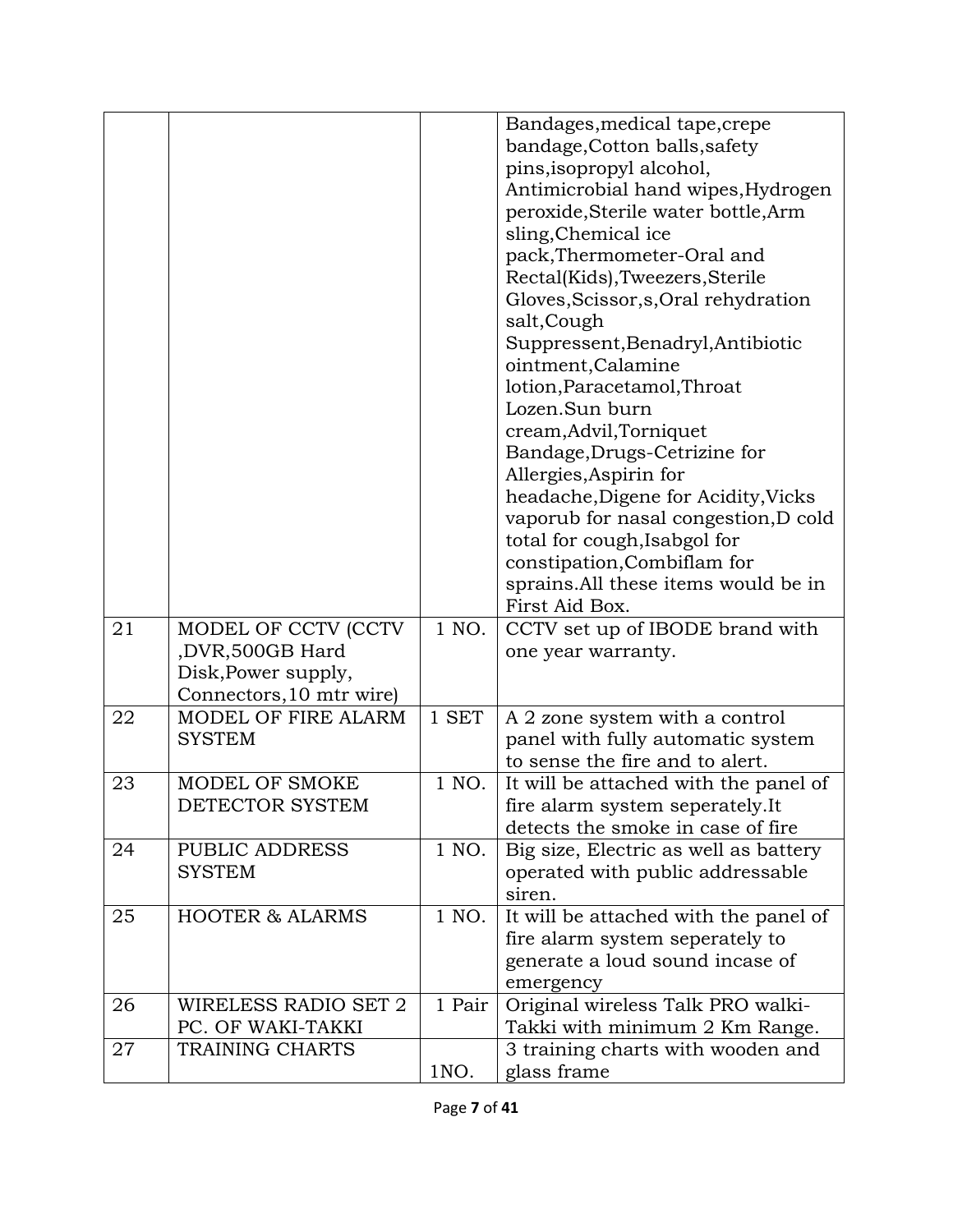| | | | |
|---|---|---|---|
| | | | Bandages,medical tape,crepe bandage,Cotton balls,safety pins,isopropyl alcohol, Antimicrobial hand wipes,Hydrogen peroxide,Sterile water bottle,Arm sling,Chemical ice pack,Thermometer-Oral and Rectal(Kids),Tweezers,Sterile Gloves,Scissor,s,Oral rehydration salt,Cough Suppressent,Benadryl,Antibiotic ointment,Calamine lotion,Paracetamol,Throat Lozen.Sun burn cream,Advil,Torniquet Bandage,Drugs-Cetrizine for Allergies,Aspirin for headache,Digene for Acidity,Vicks vaporub for nasal congestion,D cold total for cough,Isabgol for constipation,Combiflam for sprains.All these items would be in First Aid Box. |
| 21 | MODEL OF CCTV (CCTV ,DVR,500GB Hard Disk,Power supply, Connectors,10 mtr wire) | 1 NO. | CCTV set up of IBODE brand with one year warranty. |
| 22 | MODEL OF FIRE ALARM SYSTEM | 1 SET | A 2 zone system with a control panel with fully automatic system to sense the fire and to alert. |
| 23 | MODEL OF SMOKE DETECTOR SYSTEM | 1 NO. | It will be attached with the panel of fire alarm system seperately.It detects the smoke in case of fire |
| 24 | PUBLIC ADDRESS SYSTEM | 1 NO. | Big size, Electric as well as battery operated with public addressable siren. |
| 25 | HOOTER & ALARMS | 1 NO. | It will be attached with the panel of fire alarm system seperately to generate a loud sound incase of emergency |
| 26 | WIRELESS RADIO SET 2 PC. OF WAKI-TAKKI | 1 Pair | Original wireless Talk PRO walki-Takki with minimum 2 Km Range. |
| 27 | TRAINING CHARTS | 1NO. | 3 training charts with wooden and glass frame |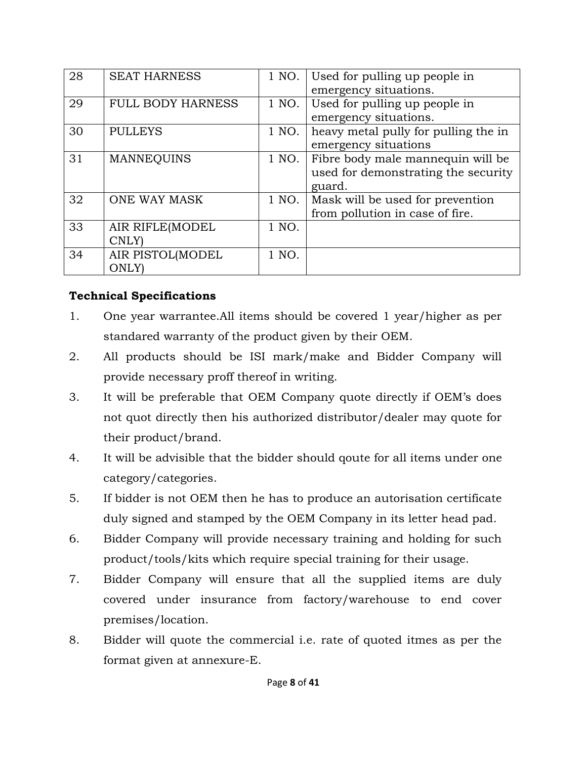| 28 | SEAT HARNESS | 1 NO. | Used for pulling up people in emergency situations. |
|---|---|---|---|
| 29 | FULL BODY HARNESS | 1 NO. | Used for pulling up people in emergency situations. |
| 30 | PULLEYS | 1 NO. | heavy metal pully for pulling the in emergency situations |
| 31 | MANNEQUINS | 1 NO. | Fibre body male mannequin will be used for demonstrating the security guard. |
| 32 | ONE WAY MASK | 1 NO. | Mask will be used for prevention from pollution in case of fire. |
| 33 | AIR RIFLE(MODEL CNLY) | 1 NO. | |
| 34 | AIR PISTOL(MODEL ONLY) | 1 NO. | |

**Technical Specifications**

1. One year warrantee.All items should be covered 1 year/higher as per standared warranty of the product given by their OEM.
2. All products should be ISI mark/make and Bidder Company will provide necessary proff thereof in writing.
3. It will be preferable that OEM Company quote directly if OEM's does not quot directly then his authorized distributor/dealer may quote for their product/brand.
4. It will be advisible that the bidder should qoute for all items under one category/categories.
5. If bidder is not OEM then he has to produce an autorisation certificate duly signed and stamped by the OEM Company in its letter head pad.
6. Bidder Company will provide necessary training and holding for such product/tools/kits which require special training for their usage.
7. Bidder Company will ensure that all the supplied items are duly covered under insurance from factory/warehouse to end cover premises/location.
8. Bidder will quote the commercial i.e. rate of quoted itmes as per the format given at annexure-E.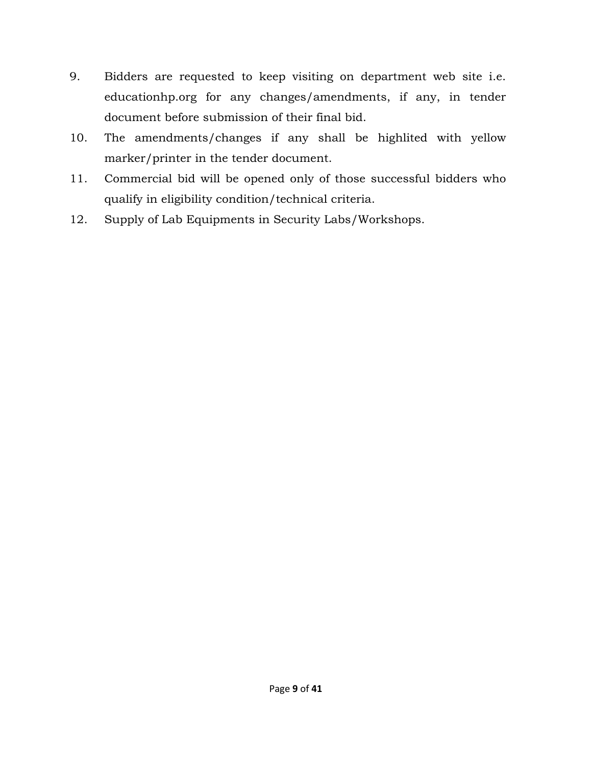9. Bidders are requested to keep visiting on department web site i.e. educationhp.org for any changes/amendments, if any, in tender document before submission of their final bid.
10. The amendments/changes if any shall be highlited with yellow marker/printer in the tender document.
11. Commercial bid will be opened only of those successful bidders who qualify in eligibility condition/technical criteria.
12. Supply of Lab Equipments in Security Labs/Workshops.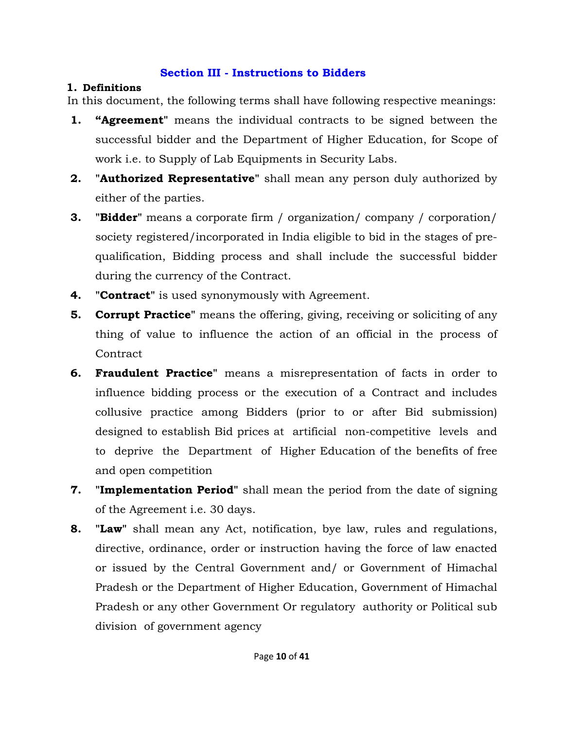## Section III - Instructions to Bidders

### 1. Definitions

In this document, the following terms shall have following respective meanings:

1. **"Agreement"** means the individual contracts to be signed between the successful bidder and the Department of Higher Education, for Scope of work i.e. to Supply of Lab Equipments in Security Labs.
2. "**Authorized Representative**" shall mean any person duly authorized by either of the parties.
3. "**Bidder**" means a corporate firm / organization/ company / corporation/ society registered/incorporated in India eligible to bid in the stages of pre-qualification, Bidding process and shall include the successful bidder during the currency of the Contract.
4. "**Contract**" is used synonymously with Agreement.
5. **Corrupt Practice**" means the offering, giving, receiving or soliciting of any thing of value to influence the action of an official in the process of Contract
6. **Fraudulent Practice**" means a misrepresentation of facts in order to influence bidding process or the execution of a Contract and includes collusive practice among Bidders (prior to or after Bid submission) designed to establish Bid prices at artificial non-competitive levels and to deprive the Department of Higher Education of the benefits of free and open competition
7. "**Implementation Period**" shall mean the period from the date of signing of the Agreement i.e. 30 days.
8. "**Law**" shall mean any Act, notification, bye law, rules and regulations, directive, ordinance, order or instruction having the force of law enacted or issued by the Central Government and/ or Government of Himachal Pradesh or the Department of Higher Education, Government of Himachal Pradesh or any other Government Or regulatory authority or Political sub division of government agency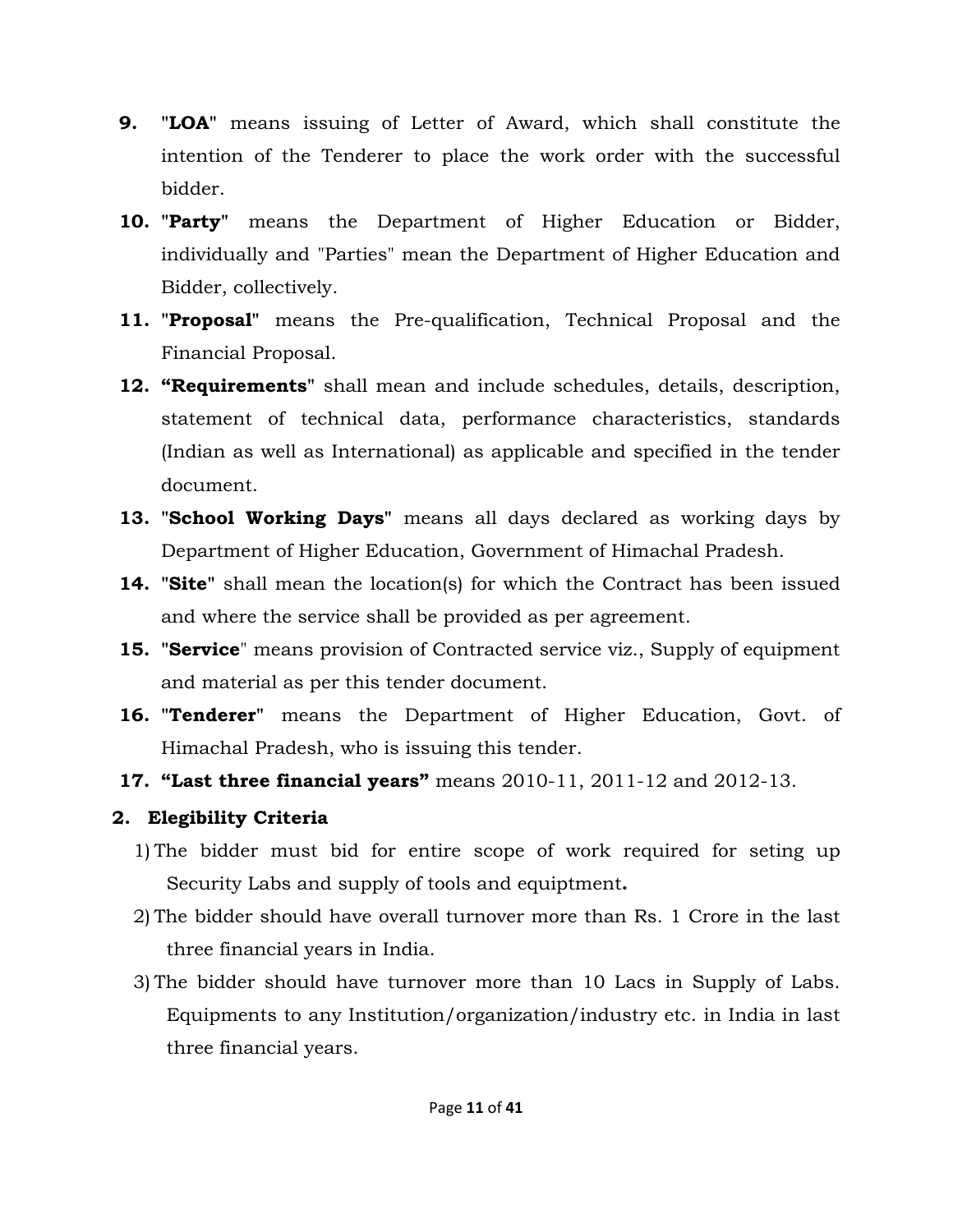9. "**LOA**" means issuing of Letter of Award, which shall constitute the intention of the Tenderer to place the work order with the successful bidder.
10. "**Party**" means the Department of Higher Education or Bidder, individually and "Parties" mean the Department of Higher Education and Bidder, collectively.
11. "**Proposal**" means the Pre-qualification, Technical Proposal and the Financial Proposal.
12. **"Requirements**" shall mean and include schedules, details, description, statement of technical data, performance characteristics, standards (Indian as well as International) as applicable and specified in the tender document.
13. "**School Working Days**" means all days declared as working days by Department of Higher Education, Government of Himachal Pradesh.
14. "**Site**" shall mean the location(s) for which the Contract has been issued and where the service shall be provided as per agreement.
15. "**Service**" means provision of Contracted service viz., Supply of equipment and material as per this tender document.
16. "**Tenderer**" means the Department of Higher Education, Govt. of Himachal Pradesh, who is issuing this tender.
17. **"Last three financial years"** means 2010-11, 2011-12 and 2012-13.

## 2. Elegibility Criteria

1) The bidder must bid for entire scope of work required for seting up Security Labs and supply of tools and equiptment**.**
2) The bidder should have overall turnover more than Rs. 1 Crore in the last three financial years in India.
3) The bidder should have turnover more than 10 Lacs in Supply of Labs. Equipments to any Institution/organization/industry etc. in India in last three financial years.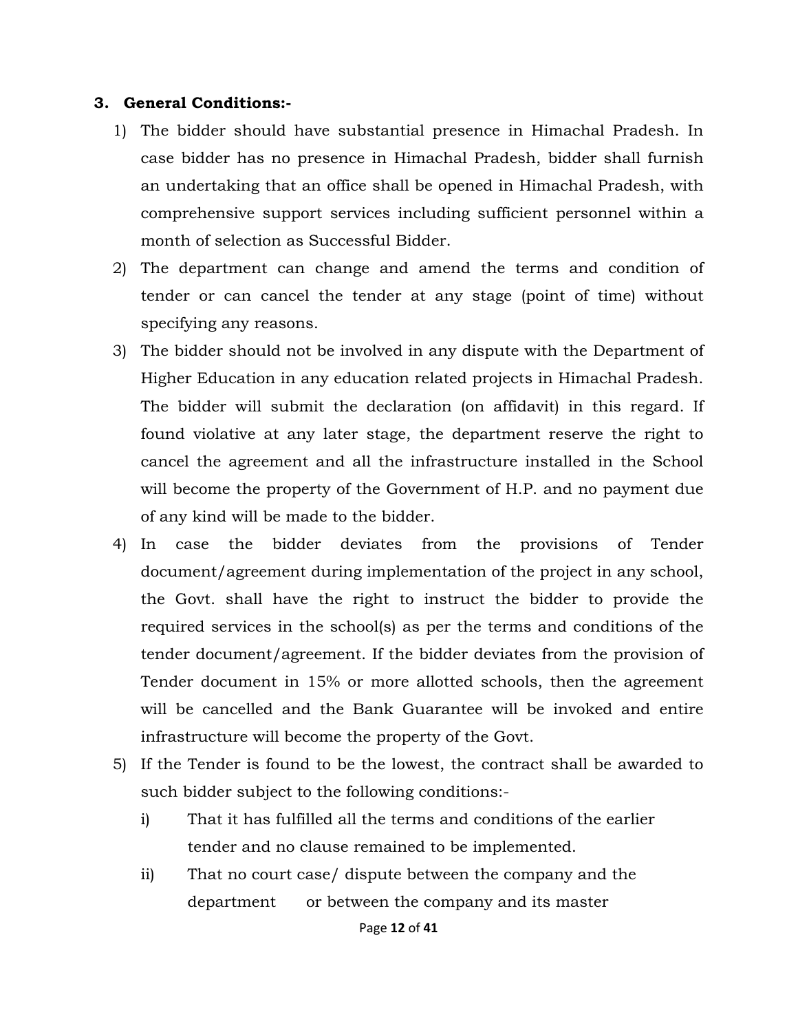### 3. General Conditions:-

1) The bidder should have substantial presence in Himachal Pradesh. In case bidder has no presence in Himachal Pradesh, bidder shall furnish an undertaking that an office shall be opened in Himachal Pradesh, with comprehensive support services including sufficient personnel within a month of selection as Successful Bidder.
2) The department can change and amend the terms and condition of tender or can cancel the tender at any stage (point of time) without specifying any reasons.
3) The bidder should not be involved in any dispute with the Department of Higher Education in any education related projects in Himachal Pradesh. The bidder will submit the declaration (on affidavit) in this regard. If found violative at any later stage, the department reserve the right to cancel the agreement and all the infrastructure installed in the School will become the property of the Government of H.P. and no payment due of any kind will be made to the bidder.
4) In case the bidder deviates from the provisions of Tender document/agreement during implementation of the project in any school, the Govt. shall have the right to instruct the bidder to provide the required services in the school(s) as per the terms and conditions of the tender document/agreement. If the bidder deviates from the provision of Tender document in 15% or more allotted schools, then the agreement will be cancelled and the Bank Guarantee will be invoked and entire infrastructure will become the property of the Govt.
5) If the Tender is found to be the lowest, the contract shall be awarded to such bidder subject to the following conditions:-
   i) That it has fulfilled all the terms and conditions of the earlier tender and no clause remained to be implemented.
   ii) That no court case/ dispute between the company and the department or between the company and its master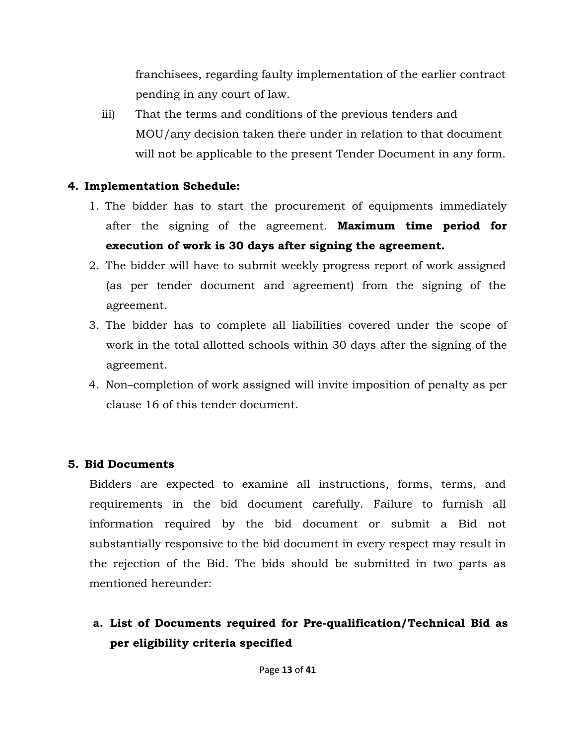franchisees, regarding faulty implementation of the earlier contract pending in any court of law.

iii) That the terms and conditions of the previous tenders and MOU/any decision taken there under in relation to that document will not be applicable to the present Tender Document in any form.

### 4. Implementation Schedule:

1. The bidder has to start the procurement of equipments immediately after the signing of the agreement. **Maximum time period for execution of work is 30 days after signing the agreement.**
2. The bidder will have to submit weekly progress report of work assigned (as per tender document and agreement) from the signing of the agreement.
3. The bidder has to complete all liabilities covered under the scope of work in the total allotted schools within 30 days after the signing of the agreement.
4. Non–completion of work assigned will invite imposition of penalty as per clause 16 of this tender document.

### 5. Bid Documents

Bidders are expected to examine all instructions, forms, terms, and requirements in the bid document carefully. Failure to furnish all information required by the bid document or submit a Bid not substantially responsive to the bid document in every respect may result in the rejection of the Bid. The bids should be submitted in two parts as mentioned hereunder:

**a. List of Documents required for Pre-qualification/Technical Bid as per eligibility criteria specified**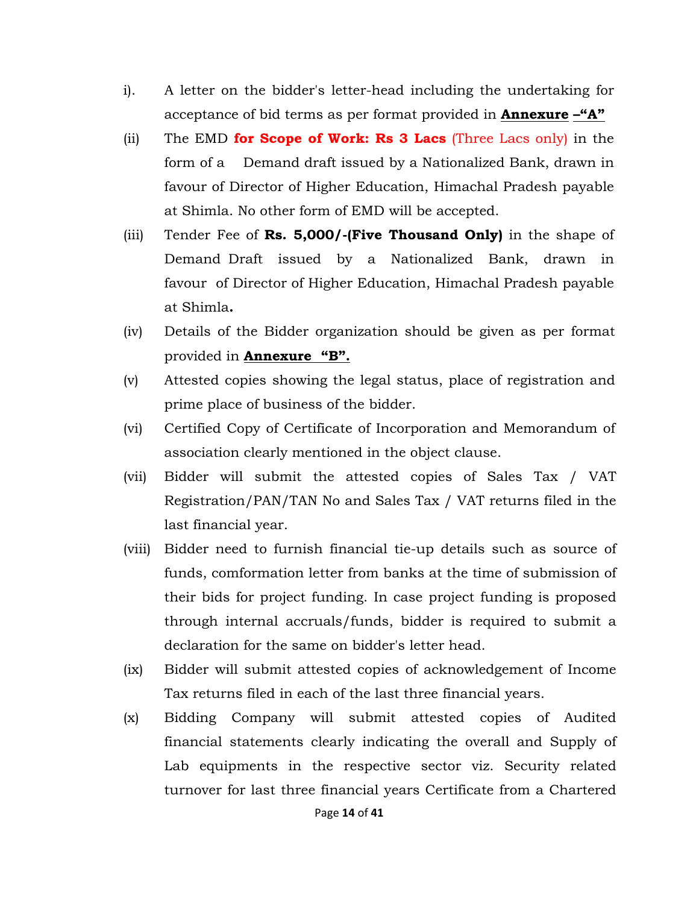i). A letter on the bidder's letter-head including the undertaking for acceptance of bid terms as per format provided in **Annexure –"A"**

(ii) The EMD **for Scope of Work: Rs 3 Lacs** (Three Lacs only) in the form of a Demand draft issued by a Nationalized Bank, drawn in favour of Director of Higher Education, Himachal Pradesh payable at Shimla. No other form of EMD will be accepted.

(iii) Tender Fee of **Rs. 5,000/-(Five Thousand Only)** in the shape of Demand Draft issued by a Nationalized Bank, drawn in favour of Director of Higher Education, Himachal Pradesh payable at Shimla**.**

(iv) Details of the Bidder organization should be given as per format provided in **Annexure "B".**

(v) Attested copies showing the legal status, place of registration and prime place of business of the bidder.

(vi) Certified Copy of Certificate of Incorporation and Memorandum of association clearly mentioned in the object clause.

(vii) Bidder will submit the attested copies of Sales Tax / VAT Registration/PAN/TAN No and Sales Tax / VAT returns filed in the last financial year.

(viii) Bidder need to furnish financial tie-up details such as source of funds, comformation letter from banks at the time of submission of their bids for project funding. In case project funding is proposed through internal accruals/funds, bidder is required to submit a declaration for the same on bidder's letter head.

(ix) Bidder will submit attested copies of acknowledgement of Income Tax returns filed in each of the last three financial years.

(x) Bidding Company will submit attested copies of Audited financial statements clearly indicating the overall and Supply of Lab equipments in the respective sector viz. Security related turnover for last three financial years Certificate from a Chartered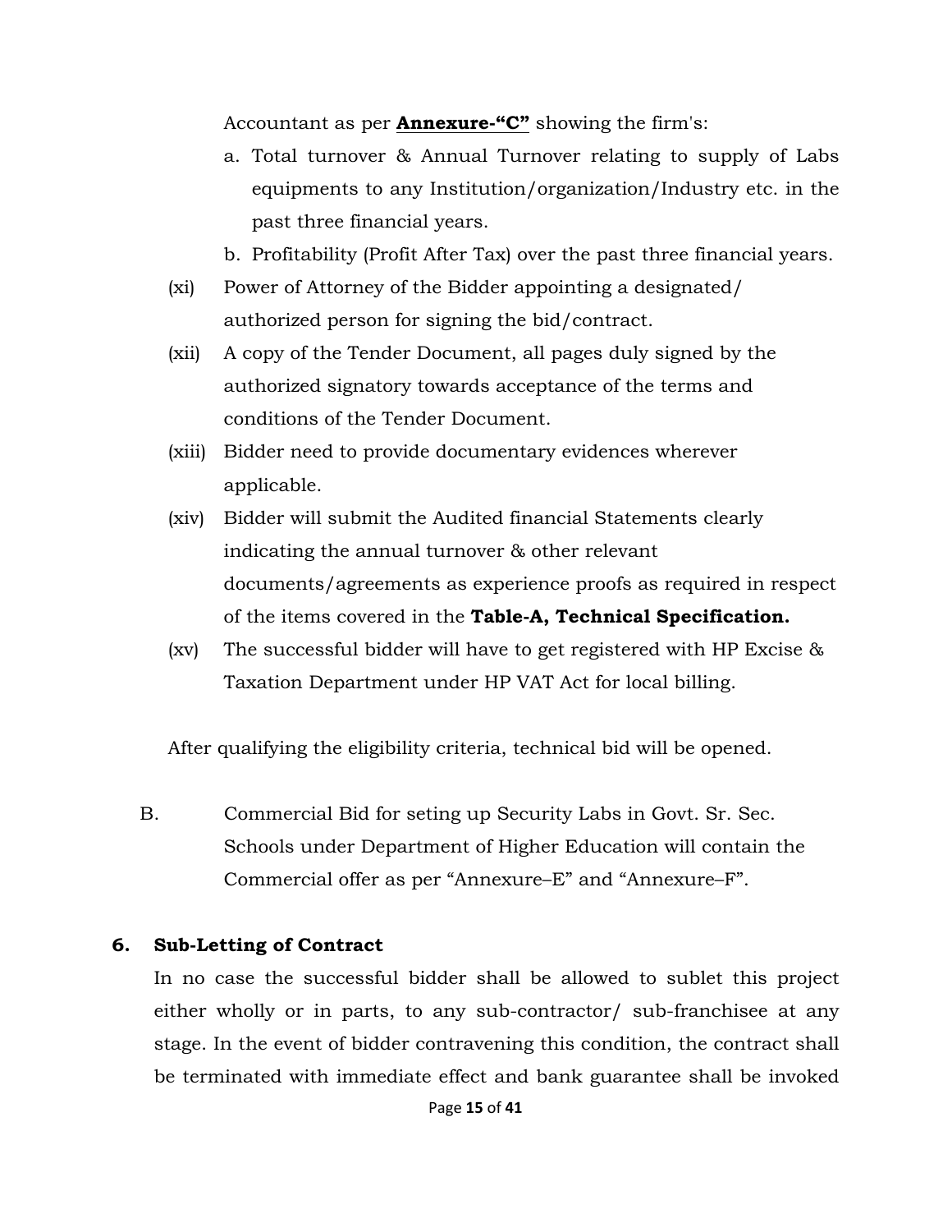Accountant as per **Annexure-"C"** showing the firm's:

a. Total turnover & Annual Turnover relating to supply of Labs equipments to any Institution/organization/Industry etc. in the past three financial years.
b. Profitability (Profit After Tax) over the past three financial years.

(xi) Power of Attorney of the Bidder appointing a designated/ authorized person for signing the bid/contract.

(xii) A copy of the Tender Document, all pages duly signed by the authorized signatory towards acceptance of the terms and conditions of the Tender Document.

(xiii) Bidder need to provide documentary evidences wherever applicable.

(xiv) Bidder will submit the Audited financial Statements clearly indicating the annual turnover & other relevant documents/agreements as experience proofs as required in respect of the items covered in the **Table-A, Technical Specification.**

(xv) The successful bidder will have to get registered with HP Excise & Taxation Department under HP VAT Act for local billing.

After qualifying the eligibility criteria, technical bid will be opened.

B. Commercial Bid for seting up Security Labs in Govt. Sr. Sec. Schools under Department of Higher Education will contain the Commercial offer as per "Annexure–E" and "Annexure–F".

**6. Sub-Letting of Contract**

In no case the successful bidder shall be allowed to sublet this project either wholly or in parts, to any sub-contractor/ sub-franchisee at any stage. In the event of bidder contravening this condition, the contract shall be terminated with immediate effect and bank guarantee shall be invoked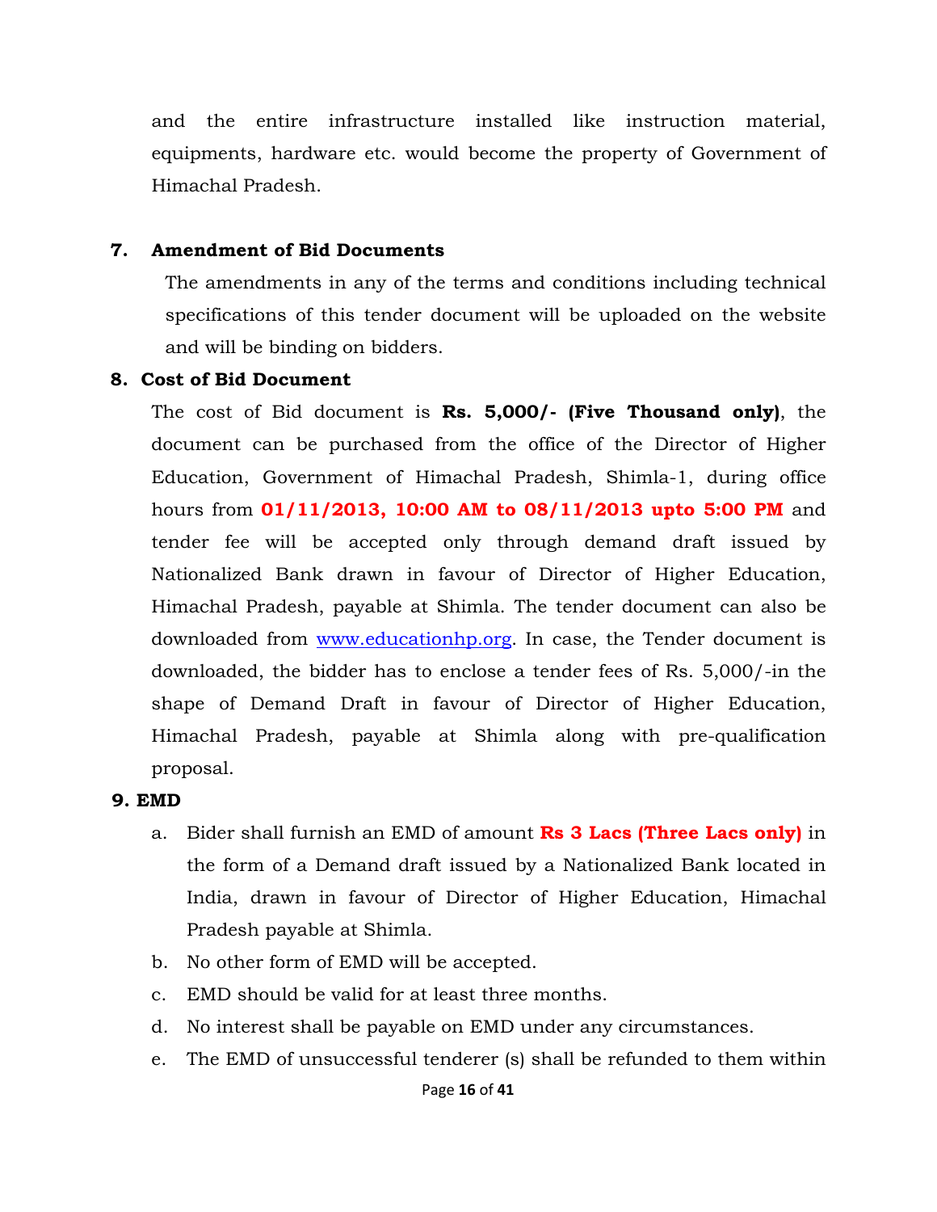and the entire infrastructure installed like instruction material, equipments, hardware etc. would become the property of Government of Himachal Pradesh.

**7. Amendment of Bid Documents**

The amendments in any of the terms and conditions including technical specifications of this tender document will be uploaded on the website and will be binding on bidders.

**8. Cost of Bid Document**

The cost of Bid document is **Rs. 5,000/- (Five Thousand only)**, the document can be purchased from the office of the Director of Higher Education, Government of Himachal Pradesh, Shimla-1, during office hours from **01/11/2013, 10:00 AM to 08/11/2013 upto 5:00 PM** and tender fee will be accepted only through demand draft issued by Nationalized Bank drawn in favour of Director of Higher Education, Himachal Pradesh, payable at Shimla. The tender document can also be downloaded from www.educationhp.org. In case, the Tender document is downloaded, the bidder has to enclose a tender fees of Rs. 5,000/-in the shape of Demand Draft in favour of Director of Higher Education, Himachal Pradesh, payable at Shimla along with pre-qualification proposal.

**9. EMD**

a. Bider shall furnish an EMD of amount **Rs 3 Lacs (Three Lacs only)** in the form of a Demand draft issued by a Nationalized Bank located in India, drawn in favour of Director of Higher Education, Himachal Pradesh payable at Shimla.

b. No other form of EMD will be accepted.

c. EMD should be valid for at least three months.

d. No interest shall be payable on EMD under any circumstances.

e. The EMD of unsuccessful tenderer (s) shall be refunded to them within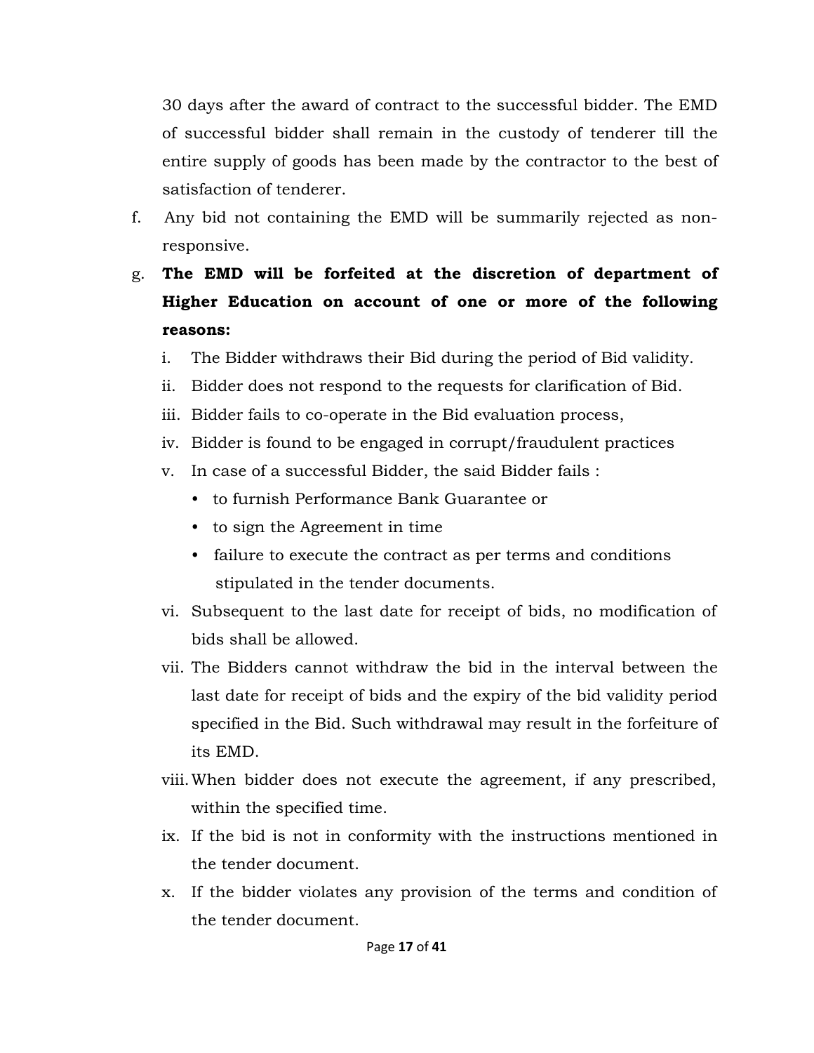30 days after the award of contract to the successful bidder. The EMD of successful bidder shall remain in the custody of tenderer till the entire supply of goods has been made by the contractor to the best of satisfaction of tenderer.

f. Any bid not containing the EMD will be summarily rejected as non-responsive.

g. **The EMD will be forfeited at the discretion of department of Higher Education on account of one or more of the following reasons:**

   i. The Bidder withdraws their Bid during the period of Bid validity.

   ii. Bidder does not respond to the requests for clarification of Bid.

   iii. Bidder fails to co-operate in the Bid evaluation process,

   iv. Bidder is found to be engaged in corrupt/fraudulent practices

   v. In case of a successful Bidder, the said Bidder fails :

      - to furnish Performance Bank Guarantee or
      - to sign the Agreement in time
      - failure to execute the contract as per terms and conditions stipulated in the tender documents.

   vi. Subsequent to the last date for receipt of bids, no modification of bids shall be allowed.

   vii. The Bidders cannot withdraw the bid in the interval between the last date for receipt of bids and the expiry of the bid validity period specified in the Bid. Such withdrawal may result in the forfeiture of its EMD.

   viii. When bidder does not execute the agreement, if any prescribed, within the specified time.

   ix. If the bid is not in conformity with the instructions mentioned in the tender document.

   x. If the bidder violates any provision of the terms and condition of the tender document.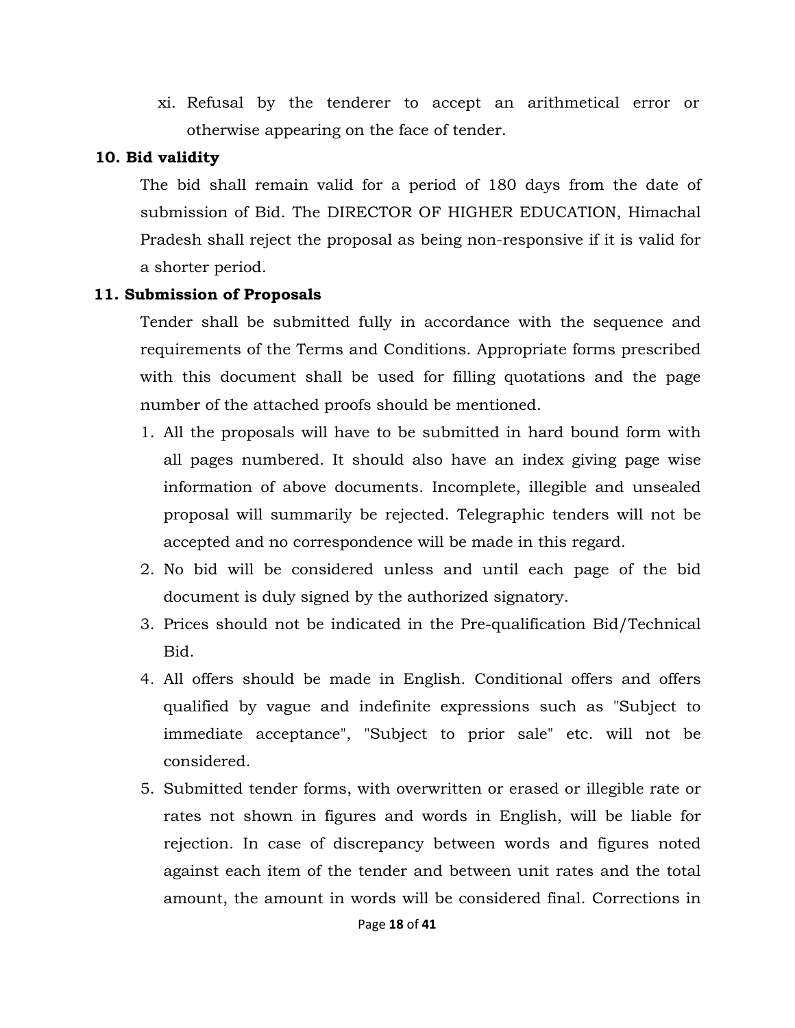xi. Refusal by the tenderer to accept an arithmetical error or otherwise appearing on the face of tender.

**10. Bid validity**

The bid shall remain valid for a period of 180 days from the date of submission of Bid. The DIRECTOR OF HIGHER EDUCATION, Himachal Pradesh shall reject the proposal as being non-responsive if it is valid for a shorter period.

**11. Submission of Proposals**

Tender shall be submitted fully in accordance with the sequence and requirements of the Terms and Conditions. Appropriate forms prescribed with this document shall be used for filling quotations and the page number of the attached proofs should be mentioned.

1. All the proposals will have to be submitted in hard bound form with all pages numbered. It should also have an index giving page wise information of above documents. Incomplete, illegible and unsealed proposal will summarily be rejected. Telegraphic tenders will not be accepted and no correspondence will be made in this regard.
2. No bid will be considered unless and until each page of the bid document is duly signed by the authorized signatory.
3. Prices should not be indicated in the Pre-qualification Bid/Technical Bid.
4. All offers should be made in English. Conditional offers and offers qualified by vague and indefinite expressions such as "Subject to immediate acceptance", "Subject to prior sale" etc. will not be considered.
5. Submitted tender forms, with overwritten or erased or illegible rate or rates not shown in figures and words in English, will be liable for rejection. In case of discrepancy between words and figures noted against each item of the tender and between unit rates and the total amount, the amount in words will be considered final. Corrections in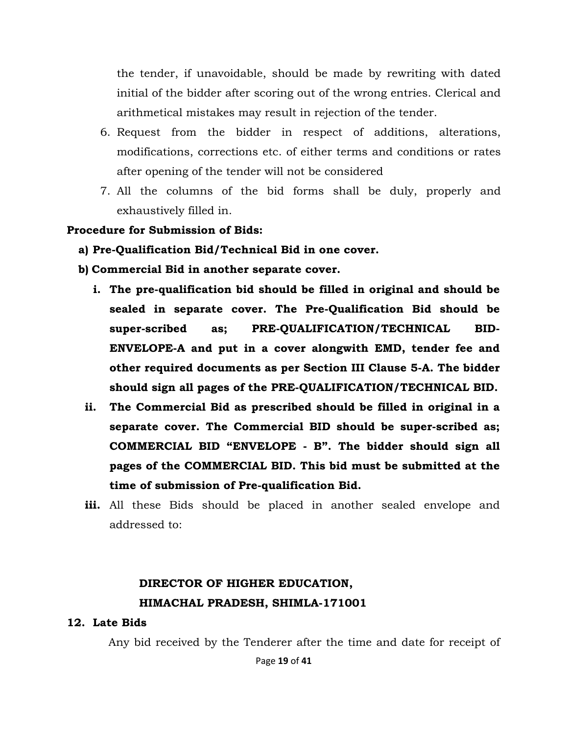the tender, if unavoidable, should be made by rewriting with dated initial of the bidder after scoring out of the wrong entries. Clerical and arithmetical mistakes may result in rejection of the tender.

6. Request from the bidder in respect of additions, alterations, modifications, corrections etc. of either terms and conditions or rates after opening of the tender will not be considered
7. All the columns of the bid forms shall be duly, properly and exhaustively filled in.

**Procedure for Submission of Bids:**

**a) Pre-Qualification Bid/Technical Bid in one cover.**

**b) Commercial Bid in another separate cover.**

i. **The pre-qualification bid should be filled in original and should be sealed in separate cover. The Pre-Qualification Bid should be super-scribed as; PRE-QUALIFICATION/TECHNICAL BID-ENVELOPE-A and put in a cover alongwith EMD, tender fee and other required documents as per Section III Clause 5-A. The bidder should sign all pages of the PRE-QUALIFICATION/TECHNICAL BID.**

ii. **The Commercial Bid as prescribed should be filled in original in a separate cover. The Commercial BID should be super-scribed as; COMMERCIAL BID "ENVELOPE - B". The bidder should sign all pages of the COMMERCIAL BID. This bid must be submitted at the time of submission of Pre-qualification Bid.**

**iii.** All these Bids should be placed in another sealed envelope and addressed to:

**DIRECTOR OF HIGHER EDUCATION,**
**HIMACHAL PRADESH, SHIMLA-171001**

**12. Late Bids**

Any bid received by the Tenderer after the time and date for receipt of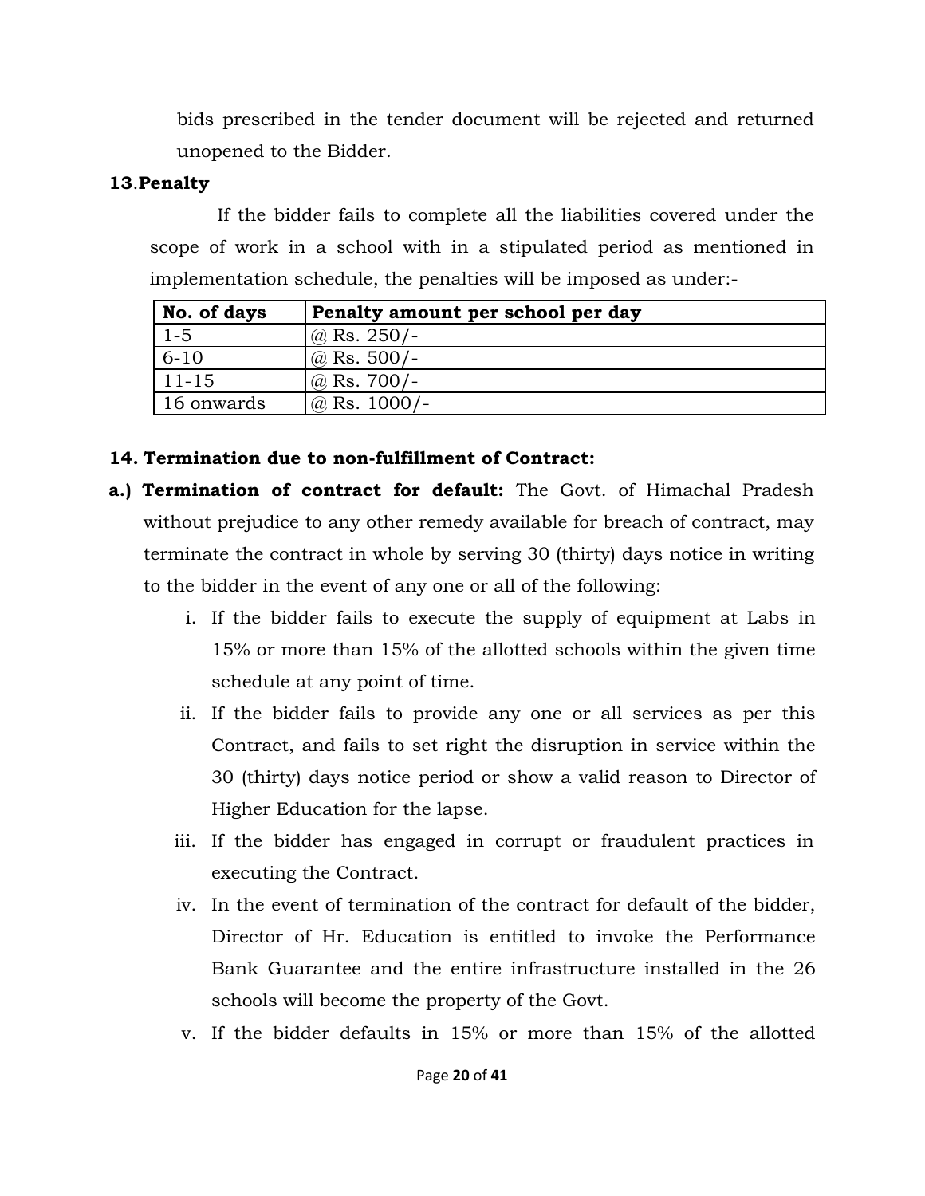bids prescribed in the tender document will be rejected and returned unopened to the Bidder.

**13.Penalty**

If the bidder fails to complete all the liabilities covered under the scope of work in a school with in a stipulated period as mentioned in implementation schedule, the penalties will be imposed as under:-

| No. of days | Penalty amount per school per day |
|---|---|
| 1-5 | @ Rs. 250/- |
| 6-10 | @ Rs. 500/- |
| 11-15 | @ Rs. 700/- |
| 16 onwards | @ Rs. 1000/- |

**14. Termination due to non-fulfillment of Contract:**

**a.) Termination of contract for default:** The Govt. of Himachal Pradesh without prejudice to any other remedy available for breach of contract, may terminate the contract in whole by serving 30 (thirty) days notice in writing to the bidder in the event of any one or all of the following:

i. If the bidder fails to execute the supply of equipment at Labs in 15% or more than 15% of the allotted schools within the given time schedule at any point of time.

ii. If the bidder fails to provide any one or all services as per this Contract, and fails to set right the disruption in service within the 30 (thirty) days notice period or show a valid reason to Director of Higher Education for the lapse.

iii. If the bidder has engaged in corrupt or fraudulent practices in executing the Contract.

iv. In the event of termination of the contract for default of the bidder, Director of Hr. Education is entitled to invoke the Performance Bank Guarantee and the entire infrastructure installed in the 26 schools will become the property of the Govt.

v. If the bidder defaults in 15% or more than 15% of the allotted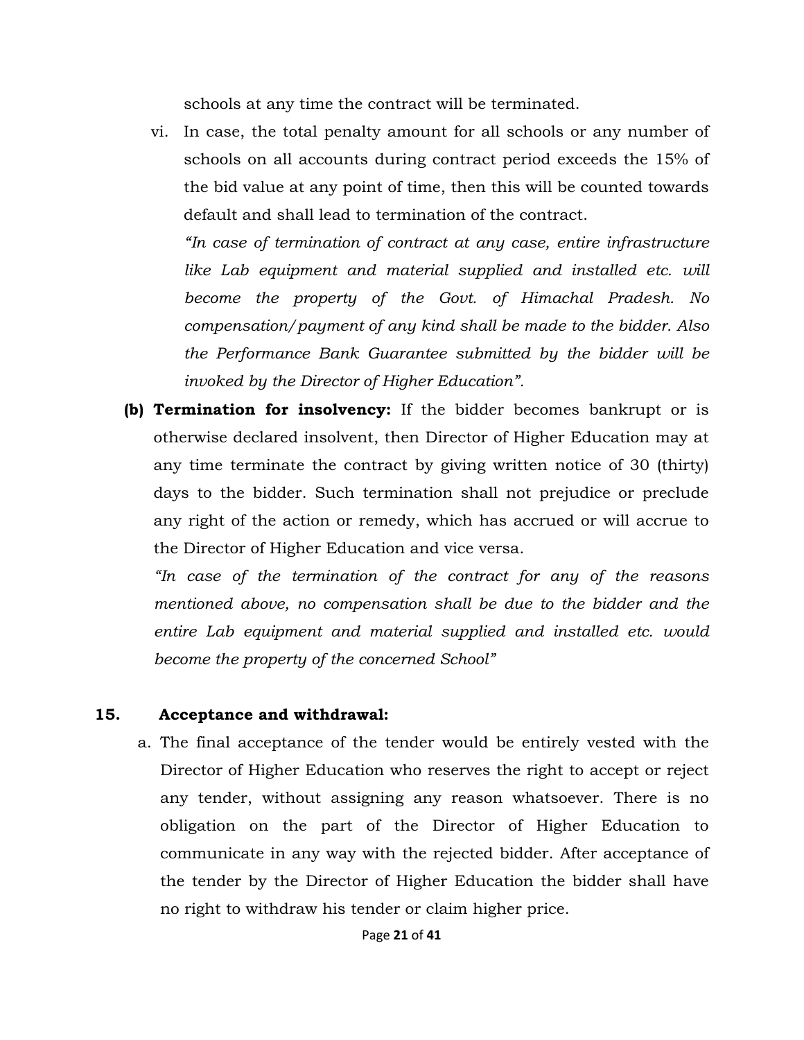schools at any time the contract will be terminated.

vi. In case, the total penalty amount for all schools or any number of schools on all accounts during contract period exceeds the 15% of the bid value at any point of time, then this will be counted towards default and shall lead to termination of the contract.

*"In case of termination of contract at any case, entire infrastructure like Lab equipment and material supplied and installed etc. will become the property of the Govt. of Himachal Pradesh. No compensation/payment of any kind shall be made to the bidder. Also the Performance Bank Guarantee submitted by the bidder will be invoked by the Director of Higher Education".*

**(b) Termination for insolvency:** If the bidder becomes bankrupt or is otherwise declared insolvent, then Director of Higher Education may at any time terminate the contract by giving written notice of 30 (thirty) days to the bidder. Such termination shall not prejudice or preclude any right of the action or remedy, which has accrued or will accrue to the Director of Higher Education and vice versa.

*"In case of the termination of the contract for any of the reasons mentioned above, no compensation shall be due to the bidder and the entire Lab equipment and material supplied and installed etc. would become the property of the concerned School"*

**15. Acceptance and withdrawal:**

a. The final acceptance of the tender would be entirely vested with the Director of Higher Education who reserves the right to accept or reject any tender, without assigning any reason whatsoever. There is no obligation on the part of the Director of Higher Education to communicate in any way with the rejected bidder. After acceptance of the tender by the Director of Higher Education the bidder shall have no right to withdraw his tender or claim higher price.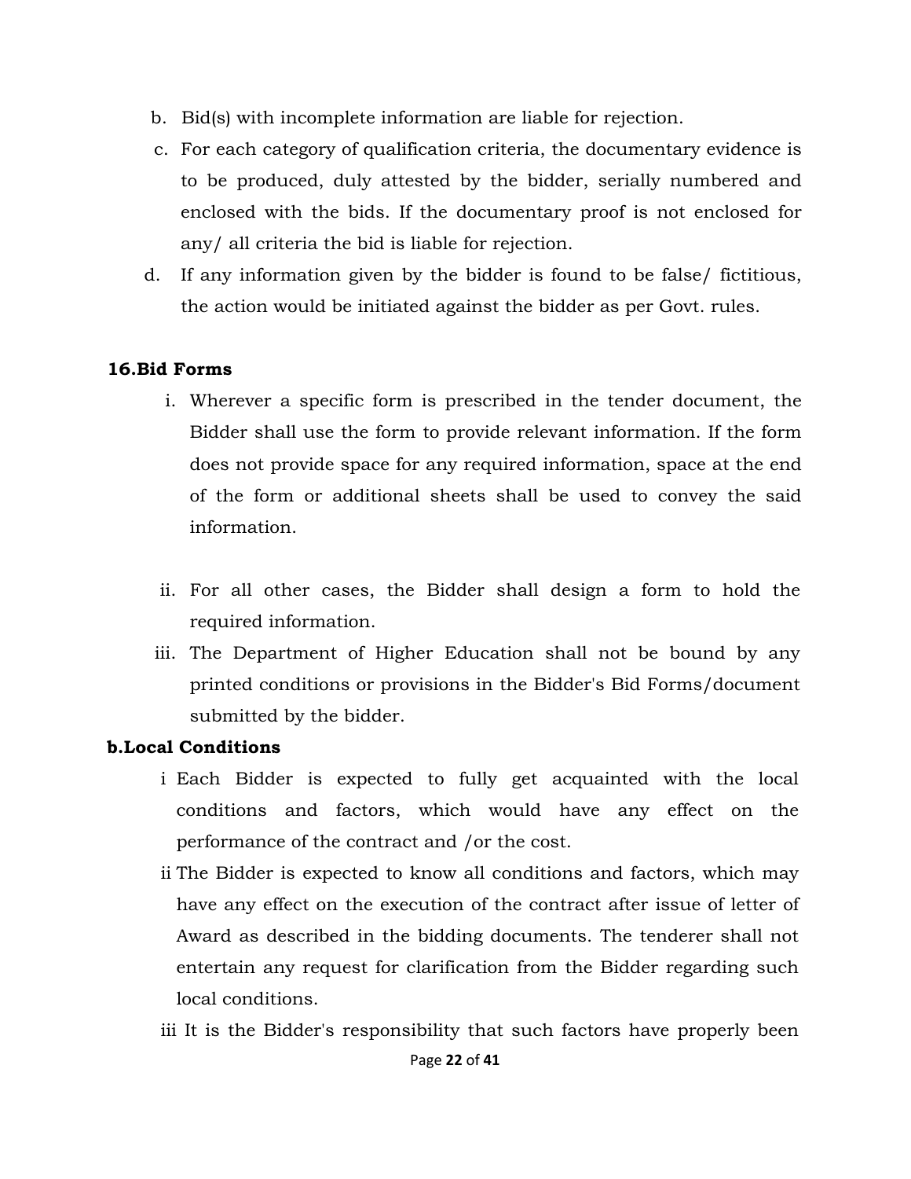b. Bid(s) with incomplete information are liable for rejection.

c. For each category of qualification criteria, the documentary evidence is to be produced, duly attested by the bidder, serially numbered and enclosed with the bids. If the documentary proof is not enclosed for any/ all criteria the bid is liable for rejection.

d. If any information given by the bidder is found to be false/ fictitious, the action would be initiated against the bidder as per Govt. rules.

**16.Bid Forms**

i. Wherever a specific form is prescribed in the tender document, the Bidder shall use the form to provide relevant information. If the form does not provide space for any required information, space at the end of the form or additional sheets shall be used to convey the said information.

ii. For all other cases, the Bidder shall design a form to hold the required information.

iii. The Department of Higher Education shall not be bound by any printed conditions or provisions in the Bidder's Bid Forms/document submitted by the bidder.

**b.Local Conditions**

i Each Bidder is expected to fully get acquainted with the local conditions and factors, which would have any effect on the performance of the contract and /or the cost.

ii The Bidder is expected to know all conditions and factors, which may have any effect on the execution of the contract after issue of letter of Award as described in the bidding documents. The tenderer shall not entertain any request for clarification from the Bidder regarding such local conditions.

iii It is the Bidder's responsibility that such factors have properly been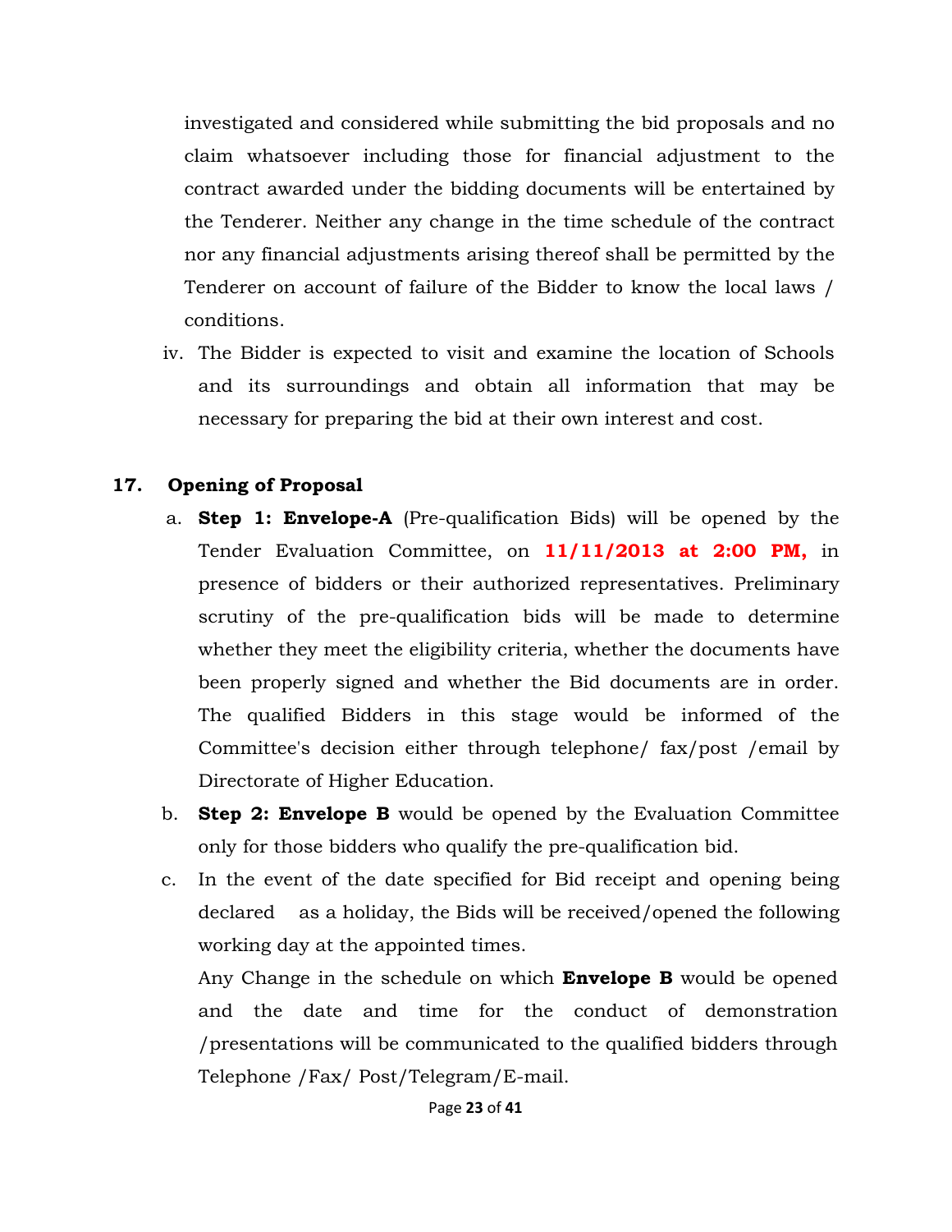investigated and considered while submitting the bid proposals and no claim whatsoever including those for financial adjustment to the contract awarded under the bidding documents will be entertained by the Tenderer. Neither any change in the time schedule of the contract nor any financial adjustments arising thereof shall be permitted by the Tenderer on account of failure of the Bidder to know the local laws / conditions.

iv. The Bidder is expected to visit and examine the location of Schools and its surroundings and obtain all information that may be necessary for preparing the bid at their own interest and cost.

## 17. Opening of Proposal

a. **Step 1: Envelope-A** (Pre-qualification Bids) will be opened by the Tender Evaluation Committee, on **11/11/2013 at 2:00 PM,** in presence of bidders or their authorized representatives. Preliminary scrutiny of the pre-qualification bids will be made to determine whether they meet the eligibility criteria, whether the documents have been properly signed and whether the Bid documents are in order. The qualified Bidders in this stage would be informed of the Committee's decision either through telephone/ fax/post /email by Directorate of Higher Education.

b. **Step 2: Envelope B** would be opened by the Evaluation Committee only for those bidders who qualify the pre-qualification bid.

c. In the event of the date specified for Bid receipt and opening being declared as a holiday, the Bids will be received/opened the following working day at the appointed times.

   Any Change in the schedule on which **Envelope B** would be opened and the date and time for the conduct of demonstration /presentations will be communicated to the qualified bidders through Telephone /Fax/ Post/Telegram/E-mail.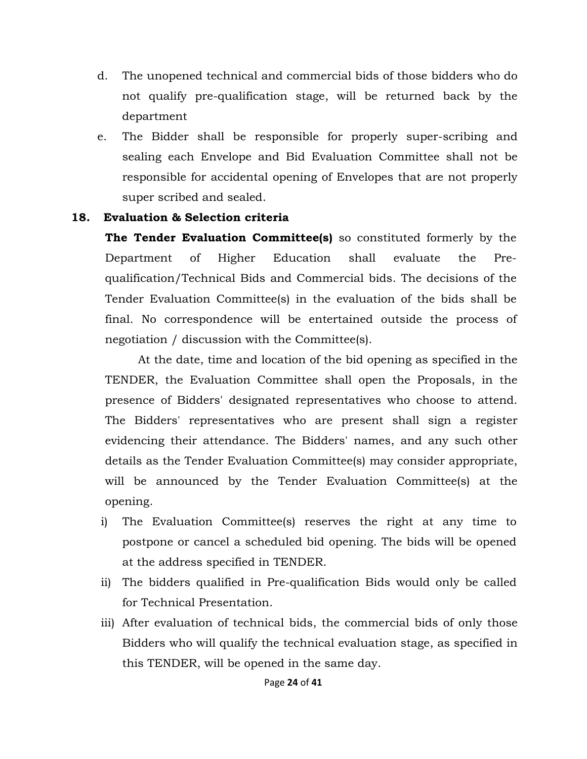d. The unopened technical and commercial bids of those bidders who do not qualify pre-qualification stage, will be returned back by the department

e. The Bidder shall be responsible for properly super-scribing and sealing each Envelope and Bid Evaluation Committee shall not be responsible for accidental opening of Envelopes that are not properly super scribed and sealed.

## 18. Evaluation & Selection criteria

**The Tender Evaluation Committee(s)** so constituted formerly by the Department of Higher Education shall evaluate the Pre-qualification/Technical Bids and Commercial bids. The decisions of the Tender Evaluation Committee(s) in the evaluation of the bids shall be final. No correspondence will be entertained outside the process of negotiation / discussion with the Committee(s).

At the date, time and location of the bid opening as specified in the TENDER, the Evaluation Committee shall open the Proposals, in the presence of Bidders' designated representatives who choose to attend. The Bidders' representatives who are present shall sign a register evidencing their attendance. The Bidders' names, and any such other details as the Tender Evaluation Committee(s) may consider appropriate, will be announced by the Tender Evaluation Committee(s) at the opening.

i) The Evaluation Committee(s) reserves the right at any time to postpone or cancel a scheduled bid opening. The bids will be opened at the address specified in TENDER.

ii) The bidders qualified in Pre-qualification Bids would only be called for Technical Presentation.

iii) After evaluation of technical bids, the commercial bids of only those Bidders who will qualify the technical evaluation stage, as specified in this TENDER, will be opened in the same day.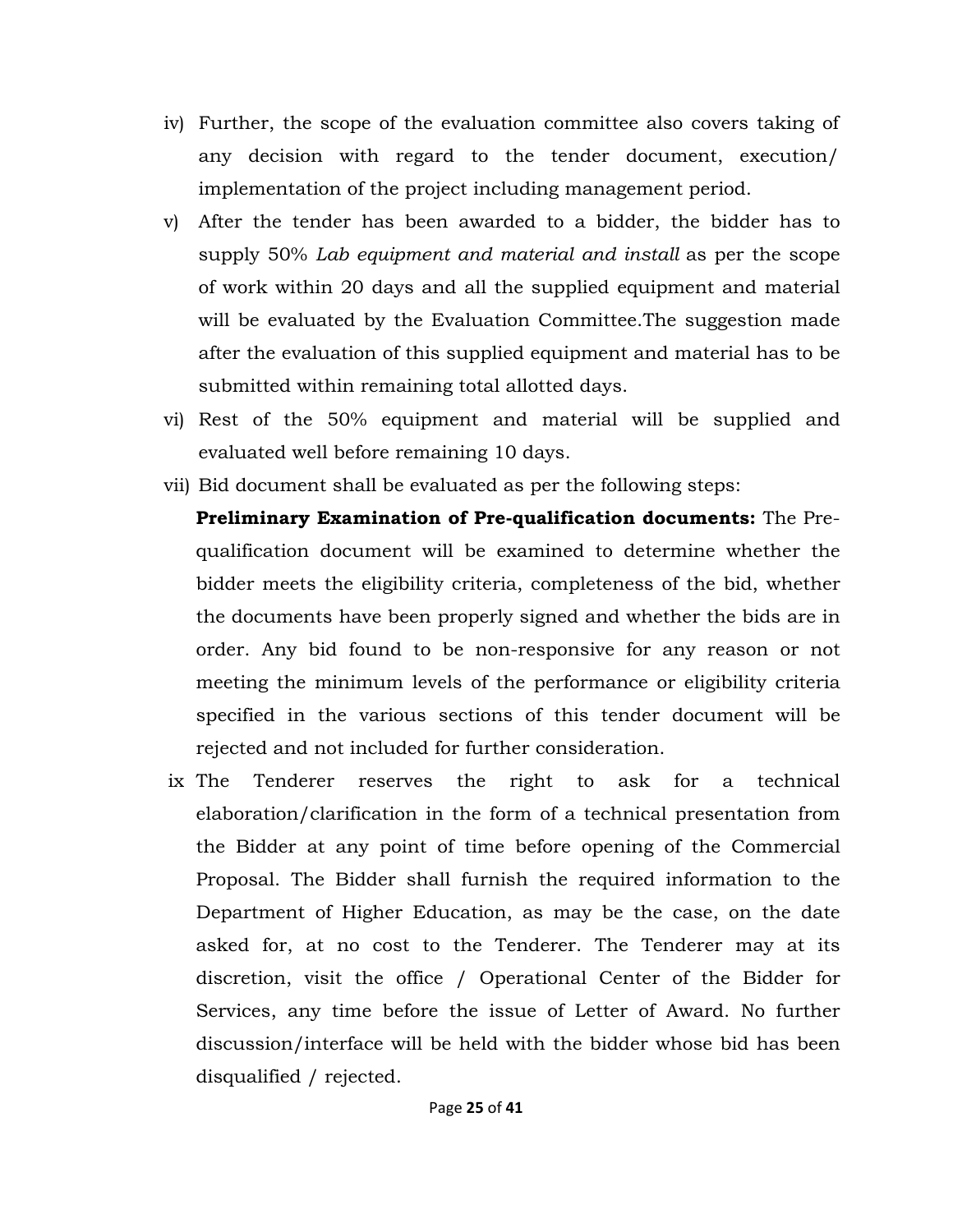iv) Further, the scope of the evaluation committee also covers taking of any decision with regard to the tender document, execution/ implementation of the project including management period.

v) After the tender has been awarded to a bidder, the bidder has to supply 50% *Lab equipment and material and install* as per the scope of work within 20 days and all the supplied equipment and material will be evaluated by the Evaluation Committee.The suggestion made after the evaluation of this supplied equipment and material has to be submitted within remaining total allotted days.

vi) Rest of the 50% equipment and material will be supplied and evaluated well before remaining 10 days.

vii) Bid document shall be evaluated as per the following steps:

**Preliminary Examination of Pre-qualification documents:** The Pre-qualification document will be examined to determine whether the bidder meets the eligibility criteria, completeness of the bid, whether the documents have been properly signed and whether the bids are in order. Any bid found to be non-responsive for any reason or not meeting the minimum levels of the performance or eligibility criteria specified in the various sections of this tender document will be rejected and not included for further consideration.

ix The Tenderer reserves the right to ask for a technical elaboration/clarification in the form of a technical presentation from the Bidder at any point of time before opening of the Commercial Proposal. The Bidder shall furnish the required information to the Department of Higher Education, as may be the case, on the date asked for, at no cost to the Tenderer. The Tenderer may at its discretion, visit the office / Operational Center of the Bidder for Services, any time before the issue of Letter of Award. No further discussion/interface will be held with the bidder whose bid has been disqualified / rejected.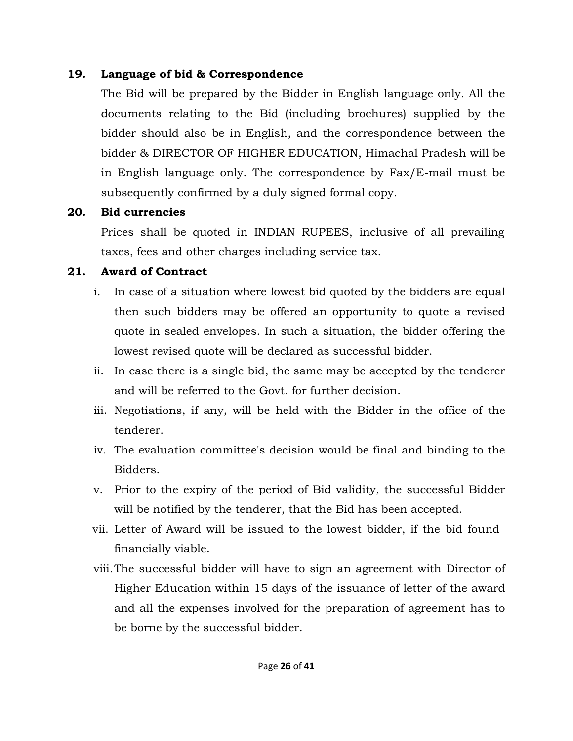**19. Language of bid & Correspondence**

The Bid will be prepared by the Bidder in English language only. All the documents relating to the Bid (including brochures) supplied by the bidder should also be in English, and the correspondence between the bidder & DIRECTOR OF HIGHER EDUCATION, Himachal Pradesh will be in English language only. The correspondence by Fax/E-mail must be subsequently confirmed by a duly signed formal copy.

**20. Bid currencies**

Prices shall be quoted in INDIAN RUPEES, inclusive of all prevailing taxes, fees and other charges including service tax.

**21. Award of Contract**

i. In case of a situation where lowest bid quoted by the bidders are equal then such bidders may be offered an opportunity to quote a revised quote in sealed envelopes. In such a situation, the bidder offering the lowest revised quote will be declared as successful bidder.

ii. In case there is a single bid, the same may be accepted by the tenderer and will be referred to the Govt. for further decision.

iii. Negotiations, if any, will be held with the Bidder in the office of the tenderer.

iv. The evaluation committee's decision would be final and binding to the Bidders.

v. Prior to the expiry of the period of Bid validity, the successful Bidder will be notified by the tenderer, that the Bid has been accepted.

vii. Letter of Award will be issued to the lowest bidder, if the bid found financially viable.

viii. The successful bidder will have to sign an agreement with Director of Higher Education within 15 days of the issuance of letter of the award and all the expenses involved for the preparation of agreement has to be borne by the successful bidder.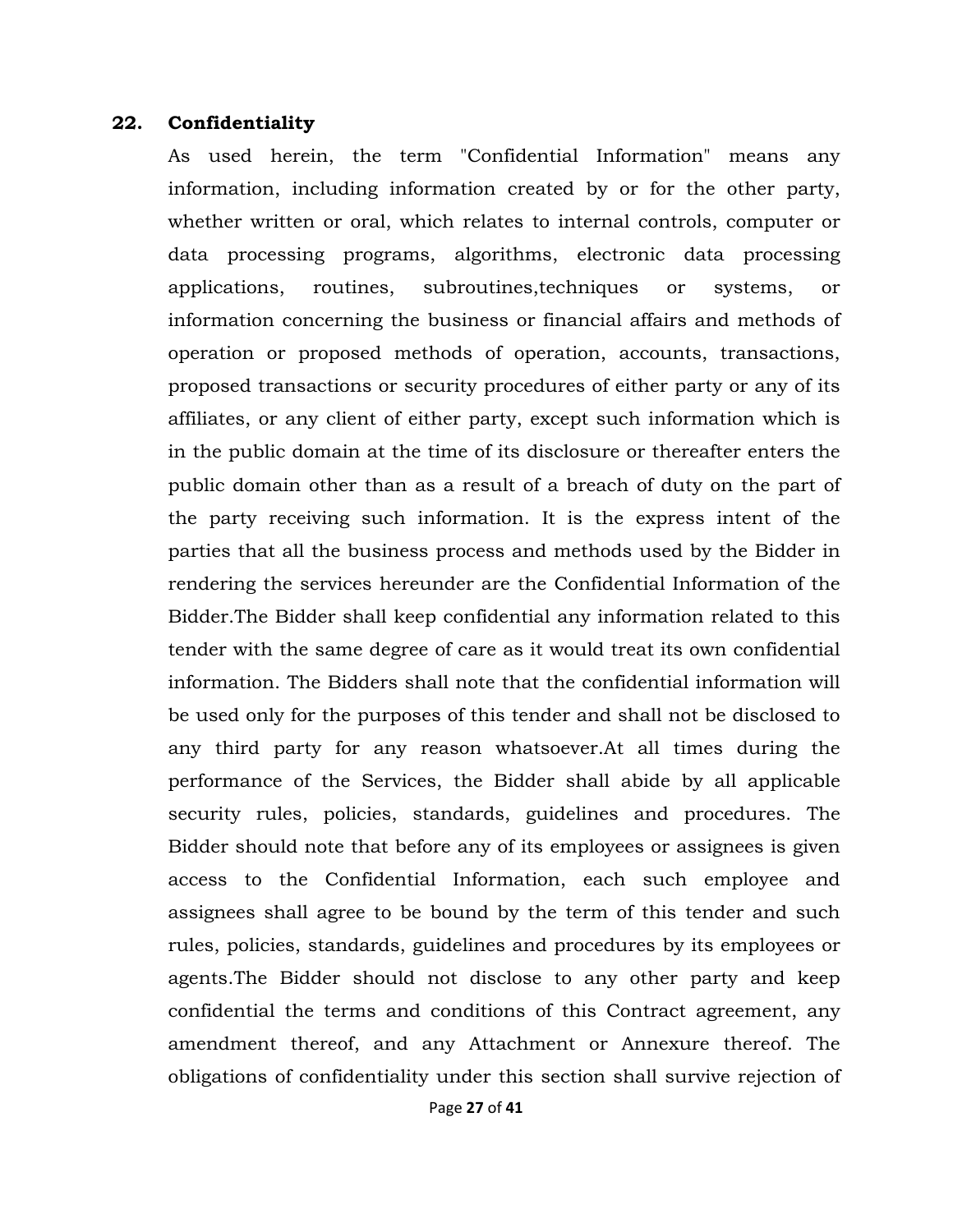## 22. Confidentiality

As used herein, the term "Confidential Information" means any information, including information created by or for the other party, whether written or oral, which relates to internal controls, computer or data processing programs, algorithms, electronic data processing applications, routines, subroutines,techniques or systems, or information concerning the business or financial affairs and methods of operation or proposed methods of operation, accounts, transactions, proposed transactions or security procedures of either party or any of its affiliates, or any client of either party, except such information which is in the public domain at the time of its disclosure or thereafter enters the public domain other than as a result of a breach of duty on the part of the party receiving such information. It is the express intent of the parties that all the business process and methods used by the Bidder in rendering the services hereunder are the Confidential Information of the Bidder.The Bidder shall keep confidential any information related to this tender with the same degree of care as it would treat its own confidential information. The Bidders shall note that the confidential information will be used only for the purposes of this tender and shall not be disclosed to any third party for any reason whatsoever.At all times during the performance of the Services, the Bidder shall abide by all applicable security rules, policies, standards, guidelines and procedures. The Bidder should note that before any of its employees or assignees is given access to the Confidential Information, each such employee and assignees shall agree to be bound by the term of this tender and such rules, policies, standards, guidelines and procedures by its employees or agents.The Bidder should not disclose to any other party and keep confidential the terms and conditions of this Contract agreement, any amendment thereof, and any Attachment or Annexure thereof. The obligations of confidentiality under this section shall survive rejection of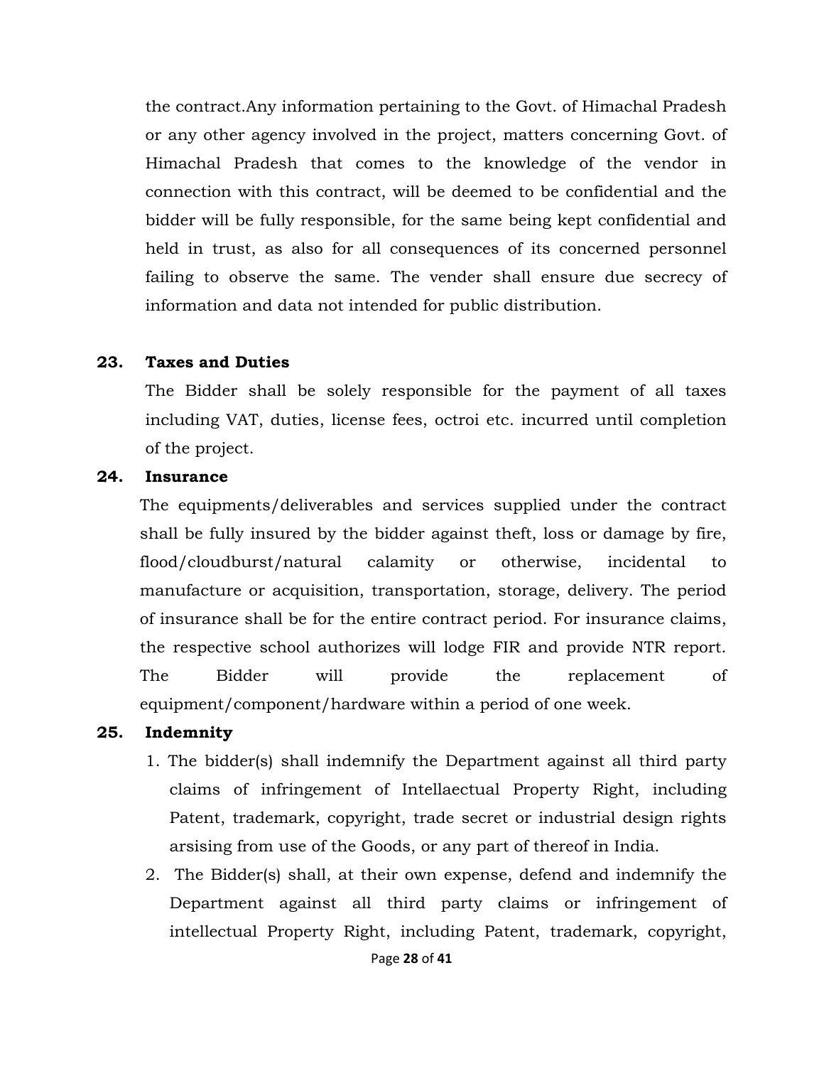the contract.Any information pertaining to the Govt. of Himachal Pradesh or any other agency involved in the project, matters concerning Govt. of Himachal Pradesh that comes to the knowledge of the vendor in connection with this contract, will be deemed to be confidential and the bidder will be fully responsible, for the same being kept confidential and held in trust, as also for all consequences of its concerned personnel failing to observe the same. The vender shall ensure due secrecy of information and data not intended for public distribution.

**23. Taxes and Duties**

The Bidder shall be solely responsible for the payment of all taxes including VAT, duties, license fees, octroi etc. incurred until completion of the project.

**24. Insurance**

The equipments/deliverables and services supplied under the contract shall be fully insured by the bidder against theft, loss or damage by fire, flood/cloudburst/natural calamity or otherwise, incidental to manufacture or acquisition, transportation, storage, delivery. The period of insurance shall be for the entire contract period. For insurance claims, the respective school authorizes will lodge FIR and provide NTR report. The Bidder will provide the replacement of equipment/component/hardware within a period of one week.

**25. Indemnity**

1. The bidder(s) shall indemnify the Department against all third party claims of infringement of Intellaectual Property Right, including Patent, trademark, copyright, trade secret or industrial design rights arsising from use of the Goods, or any part of thereof in India.
2. The Bidder(s) shall, at their own expense, defend and indemnify the Department against all third party claims or infringement of intellectual Property Right, including Patent, trademark, copyright,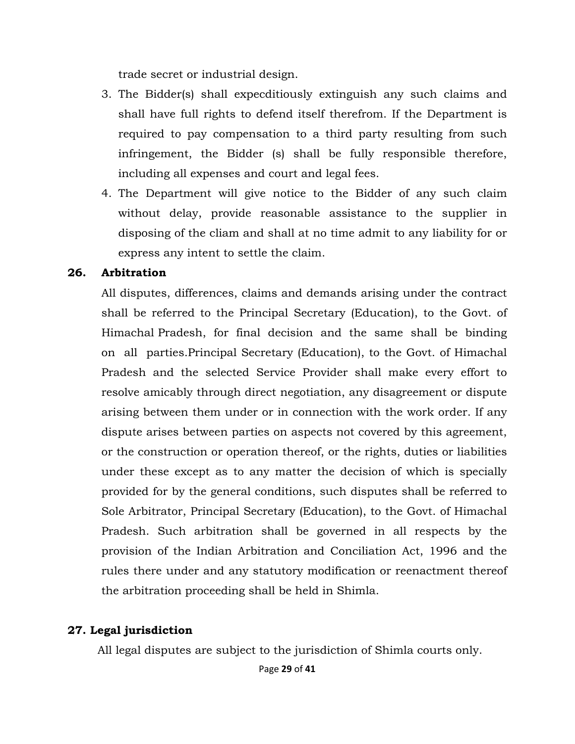trade secret or industrial design.

3. The Bidder(s) shall expecditiously extinguish any such claims and shall have full rights to defend itself therefrom. If the Department is required to pay compensation to a third party resulting from such infringement, the Bidder (s) shall be fully responsible therefore, including all expenses and court and legal fees.
4. The Department will give notice to the Bidder of any such claim without delay, provide reasonable assistance to the supplier in disposing of the cliam and shall at no time admit to any liability for or express any intent to settle the claim.

### 26. Arbitration

All disputes, differences, claims and demands arising under the contract shall be referred to the Principal Secretary (Education), to the Govt. of Himachal Pradesh, for final decision and the same shall be binding on all parties.Principal Secretary (Education), to the Govt. of Himachal Pradesh and the selected Service Provider shall make every effort to resolve amicably through direct negotiation, any disagreement or dispute arising between them under or in connection with the work order. If any dispute arises between parties on aspects not covered by this agreement, or the construction or operation thereof, or the rights, duties or liabilities under these except as to any matter the decision of which is specially provided for by the general conditions, such disputes shall be referred to Sole Arbitrator, Principal Secretary (Education), to the Govt. of Himachal Pradesh. Such arbitration shall be governed in all respects by the provision of the Indian Arbitration and Conciliation Act, 1996 and the rules there under and any statutory modification or reenactment thereof the arbitration proceeding shall be held in Shimla.

### 27. Legal jurisdiction

All legal disputes are subject to the jurisdiction of Shimla courts only.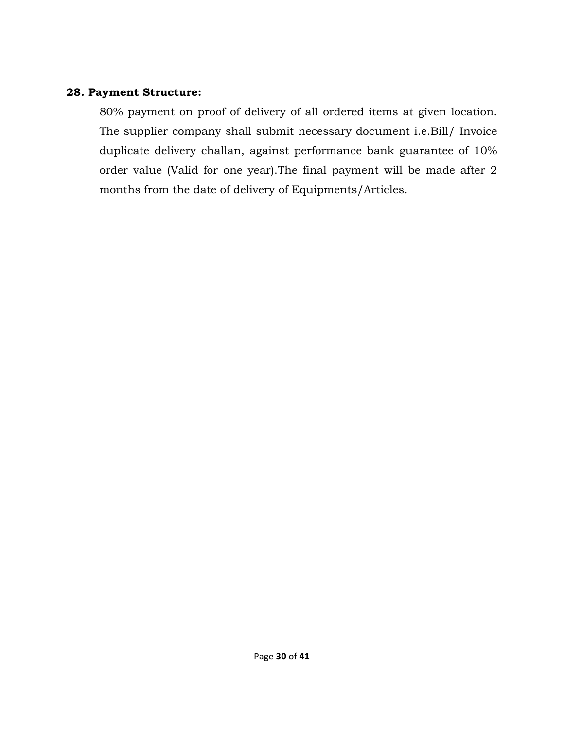**28. Payment Structure:**

80% payment on proof of delivery of all ordered items at given location. The supplier company shall submit necessary document i.e.Bill/ Invoice duplicate delivery challan, against performance bank guarantee of 10% order value (Valid for one year).The final payment will be made after 2 months from the date of delivery of Equipments/Articles.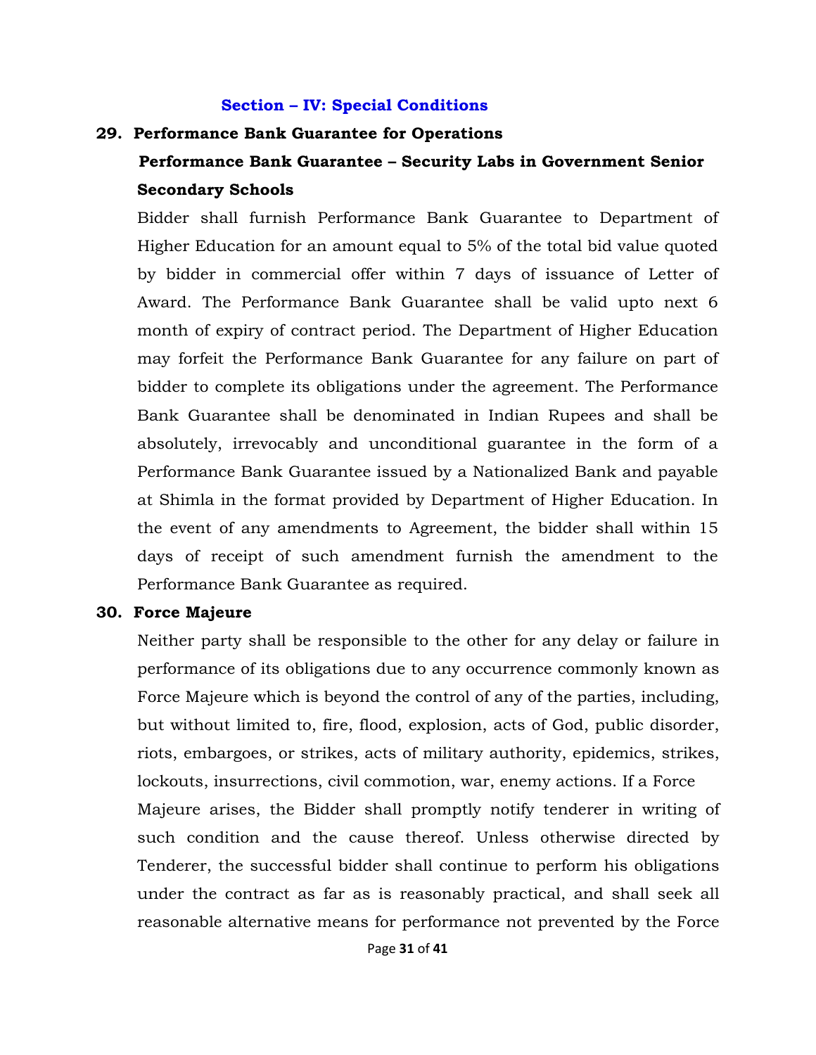## Section – IV: Special Conditions

### 29. Performance Bank Guarantee for Operations

**Performance Bank Guarantee – Security Labs in Government Senior Secondary Schools**

Bidder shall furnish Performance Bank Guarantee to Department of Higher Education for an amount equal to 5% of the total bid value quoted by bidder in commercial offer within 7 days of issuance of Letter of Award. The Performance Bank Guarantee shall be valid upto next 6 month of expiry of contract period. The Department of Higher Education may forfeit the Performance Bank Guarantee for any failure on part of bidder to complete its obligations under the agreement. The Performance Bank Guarantee shall be denominated in Indian Rupees and shall be absolutely, irrevocably and unconditional guarantee in the form of a Performance Bank Guarantee issued by a Nationalized Bank and payable at Shimla in the format provided by Department of Higher Education. In the event of any amendments to Agreement, the bidder shall within 15 days of receipt of such amendment furnish the amendment to the Performance Bank Guarantee as required.

### 30. Force Majeure

Neither party shall be responsible to the other for any delay or failure in performance of its obligations due to any occurrence commonly known as Force Majeure which is beyond the control of any of the parties, including, but without limited to, fire, flood, explosion, acts of God, public disorder, riots, embargoes, or strikes, acts of military authority, epidemics, strikes, lockouts, insurrections, civil commotion, war, enemy actions. If a Force Majeure arises, the Bidder shall promptly notify tenderer in writing of such condition and the cause thereof. Unless otherwise directed by Tenderer, the successful bidder shall continue to perform his obligations under the contract as far as is reasonably practical, and shall seek all reasonable alternative means for performance not prevented by the Force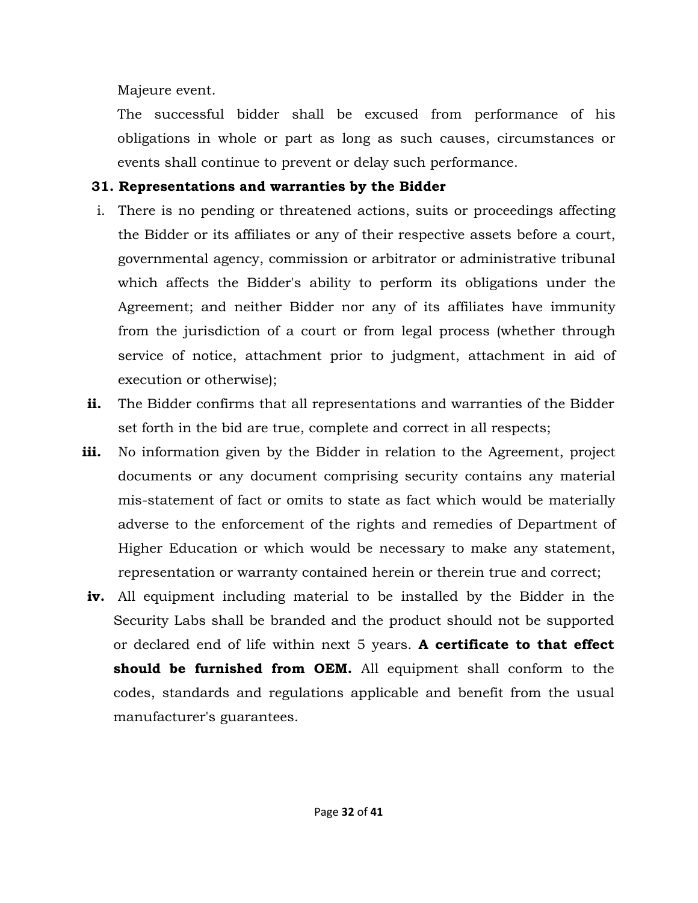Majeure event.

The successful bidder shall be excused from performance of his obligations in whole or part as long as such causes, circumstances or events shall continue to prevent or delay such performance.

**31. Representations and warranties by the Bidder**

i. There is no pending or threatened actions, suits or proceedings affecting the Bidder or its affiliates or any of their respective assets before a court, governmental agency, commission or arbitrator or administrative tribunal which affects the Bidder's ability to perform its obligations under the Agreement; and neither Bidder nor any of its affiliates have immunity from the jurisdiction of a court or from legal process (whether through service of notice, attachment prior to judgment, attachment in aid of execution or otherwise);

**ii.** The Bidder confirms that all representations and warranties of the Bidder set forth in the bid are true, complete and correct in all respects;

**iii.** No information given by the Bidder in relation to the Agreement, project documents or any document comprising security contains any material mis-statement of fact or omits to state as fact which would be materially adverse to the enforcement of the rights and remedies of Department of Higher Education or which would be necessary to make any statement, representation or warranty contained herein or therein true and correct;

**iv.** All equipment including material to be installed by the Bidder in the Security Labs shall be branded and the product should not be supported or declared end of life within next 5 years. **A certificate to that effect should be furnished from OEM.** All equipment shall conform to the codes, standards and regulations applicable and benefit from the usual manufacturer's guarantees.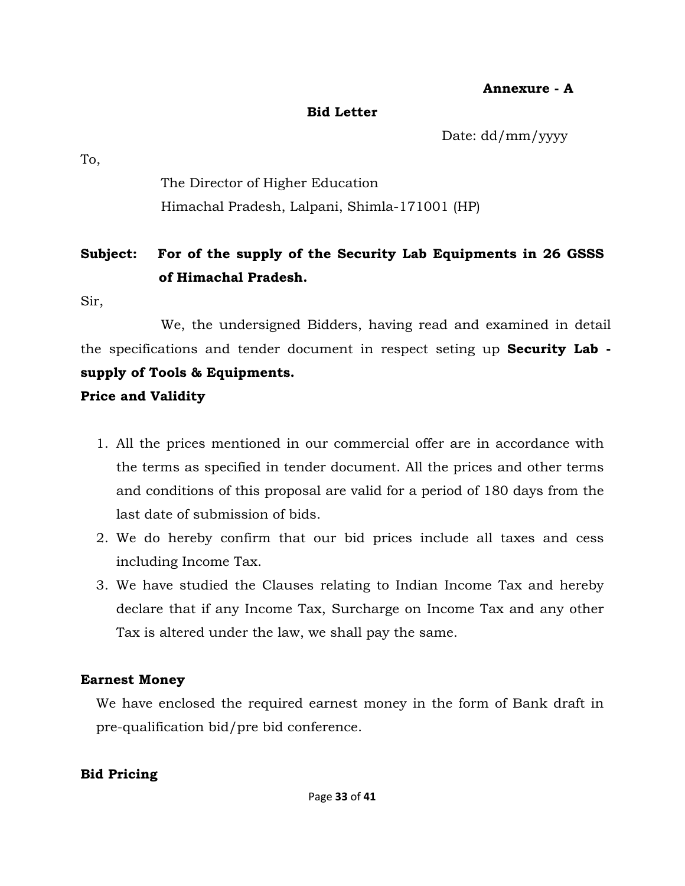**Annexure - A**

**Bid Letter**

Date: dd/mm/yyyy

To,

The Director of Higher Education
Himachal Pradesh, Lalpani, Shimla-171001 (HP)

**Subject: For of the supply of the Security Lab Equipments in 26 GSSS of Himachal Pradesh.**

Sir,

We, the undersigned Bidders, having read and examined in detail the specifications and tender document in respect seting up **Security Lab - supply of Tools & Equipments.**

**Price and Validity**

1. All the prices mentioned in our commercial offer are in accordance with the terms as specified in tender document. All the prices and other terms and conditions of this proposal are valid for a period of 180 days from the last date of submission of bids.
2. We do hereby confirm that our bid prices include all taxes and cess including Income Tax.
3. We have studied the Clauses relating to Indian Income Tax and hereby declare that if any Income Tax, Surcharge on Income Tax and any other Tax is altered under the law, we shall pay the same.

**Earnest Money**

We have enclosed the required earnest money in the form of Bank draft in pre-qualification bid/pre bid conference.

**Bid Pricing**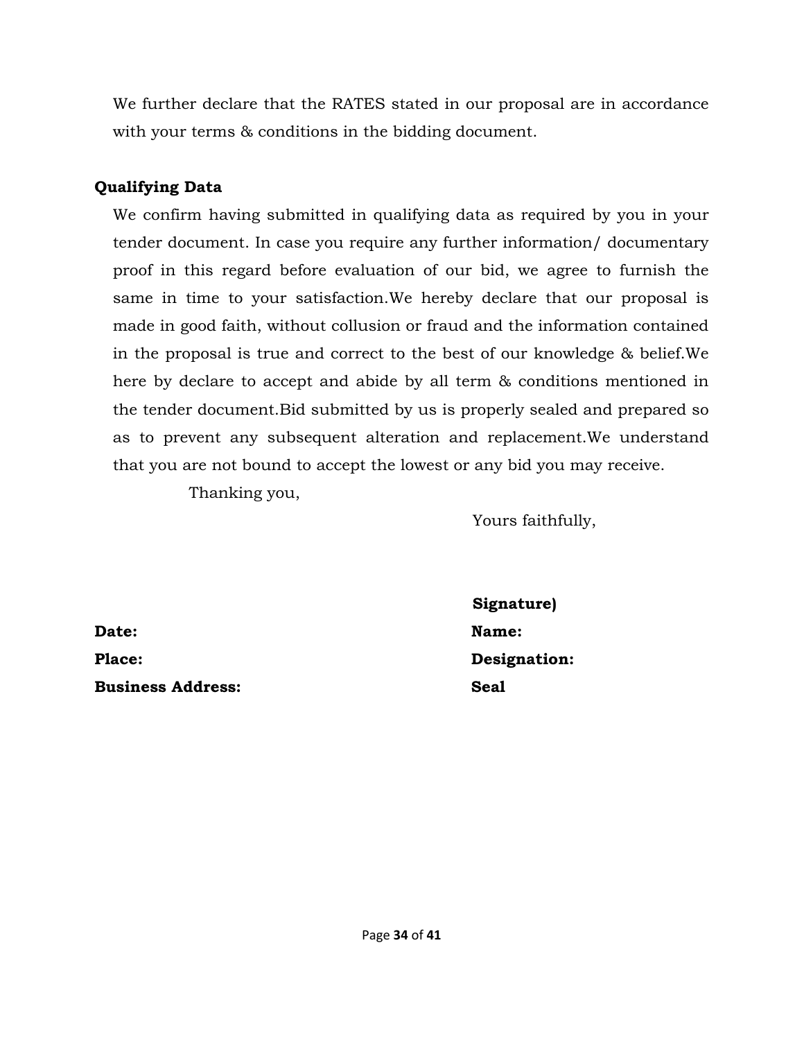We further declare that the RATES stated in our proposal are in accordance with your terms & conditions in the bidding document.

**Qualifying Data**

We confirm having submitted in qualifying data as required by you in your tender document. In case you require any further information/ documentary proof in this regard before evaluation of our bid, we agree to furnish the same in time to your satisfaction.We hereby declare that our proposal is made in good faith, without collusion or fraud and the information contained in the proposal is true and correct to the best of our knowledge & belief.We here by declare to accept and abide by all term & conditions mentioned in the tender document.Bid submitted by us is properly sealed and prepared so as to prevent any subsequent alteration and replacement.We understand that you are not bound to accept the lowest or any bid you may receive.

Thanking you,

Yours faithfully,

**Signature)**

**Date:**
**Name:**

**Place:**
**Designation:**

**Business Address:**
**Seal**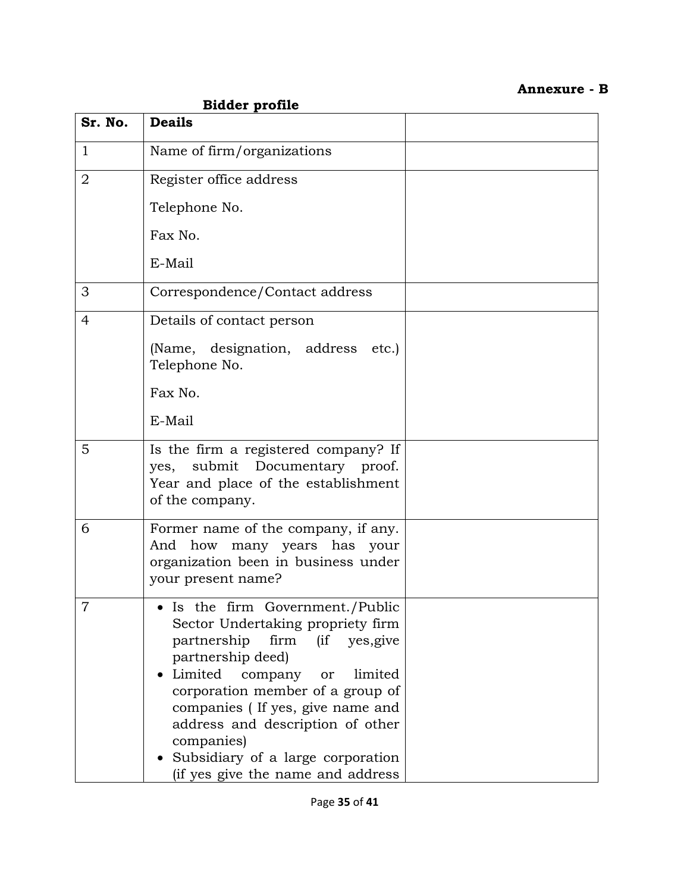**Annexure - B**

**Bidder profile**

| Sr. No. | **Deails** | |
|---|---|---|
| 1 | Name of firm/organizations | |
| 2 | Register office address<br><br>Telephone No.<br><br>Fax No.<br><br>E-Mail | |
| 3 | Correspondence/Contact address | |
| 4 | Details of contact person<br><br>(Name, designation, address etc.) Telephone No.<br><br>Fax No.<br><br>E-Mail | |
| 5 | Is the firm a registered company? If yes, submit Documentary proof. Year and place of the establishment of the company. | |
| 6 | Former name of the company, if any. And how many years has your organization been in business under your present name? | |
| 7 | • Is the firm Government./Public Sector Undertaking propriety firm partnership firm (if yes,give partnership deed)<br>• Limited company or limited corporation member of a group of companies ( If yes, give name and address and description of other companies)<br>• Subsidiary of a large corporation (if yes give the name and address | |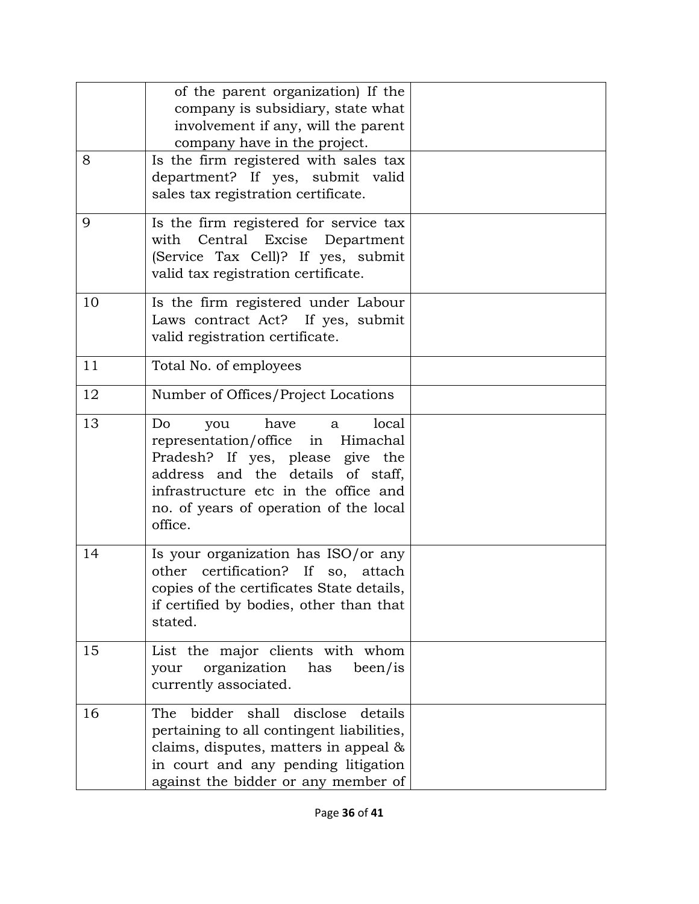|  |  |  |
|---|---|---|
|  | of the parent organization) If the company is subsidiary, state what involvement if any, will the parent company have in the project. |  |
| 8 | Is the firm registered with sales tax department? If yes, submit valid sales tax registration certificate. |  |
| 9 | Is the firm registered for service tax with Central Excise Department (Service Tax Cell)? If yes, submit valid tax registration certificate. |  |
| 10 | Is the firm registered under Labour Laws contract Act? If yes, submit valid registration certificate. |  |
| 11 | Total No. of employees |  |
| 12 | Number of Offices/Project Locations |  |
| 13 | Do you have a local representation/office in Himachal Pradesh? If yes, please give the address and the details of staff, infrastructure etc in the office and no. of years of operation of the local office. |  |
| 14 | Is your organization has ISO/or any other certification? If so, attach copies of the certificates State details, if certified by bodies, other than that stated. |  |
| 15 | List the major clients with whom your organization has been/is currently associated. |  |
| 16 | The bidder shall disclose details pertaining to all contingent liabilities, claims, disputes, matters in appeal & in court and any pending litigation against the bidder or any member of |  |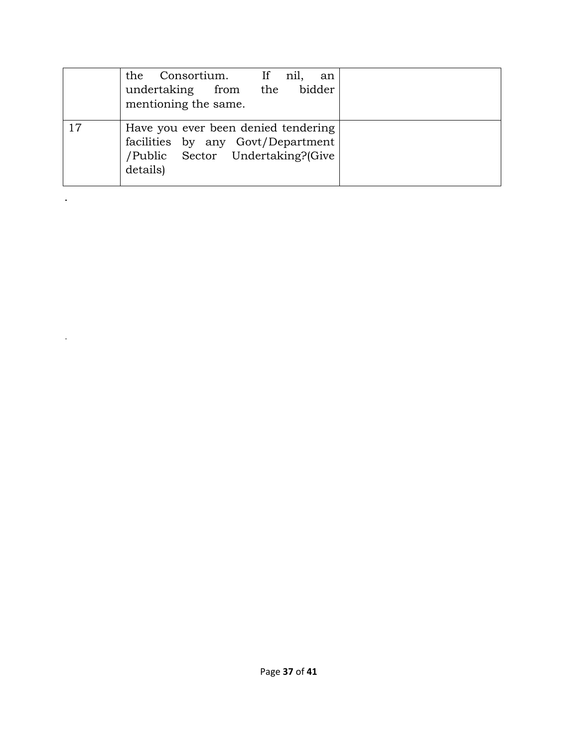| | | |
|---|---|---|
| | the Consortium. If nil, an undertaking from the bidder mentioning the same. | |
| 17 | Have you ever been denied tendering facilities by any Govt/Department /Public Sector Undertaking?(Give details) | |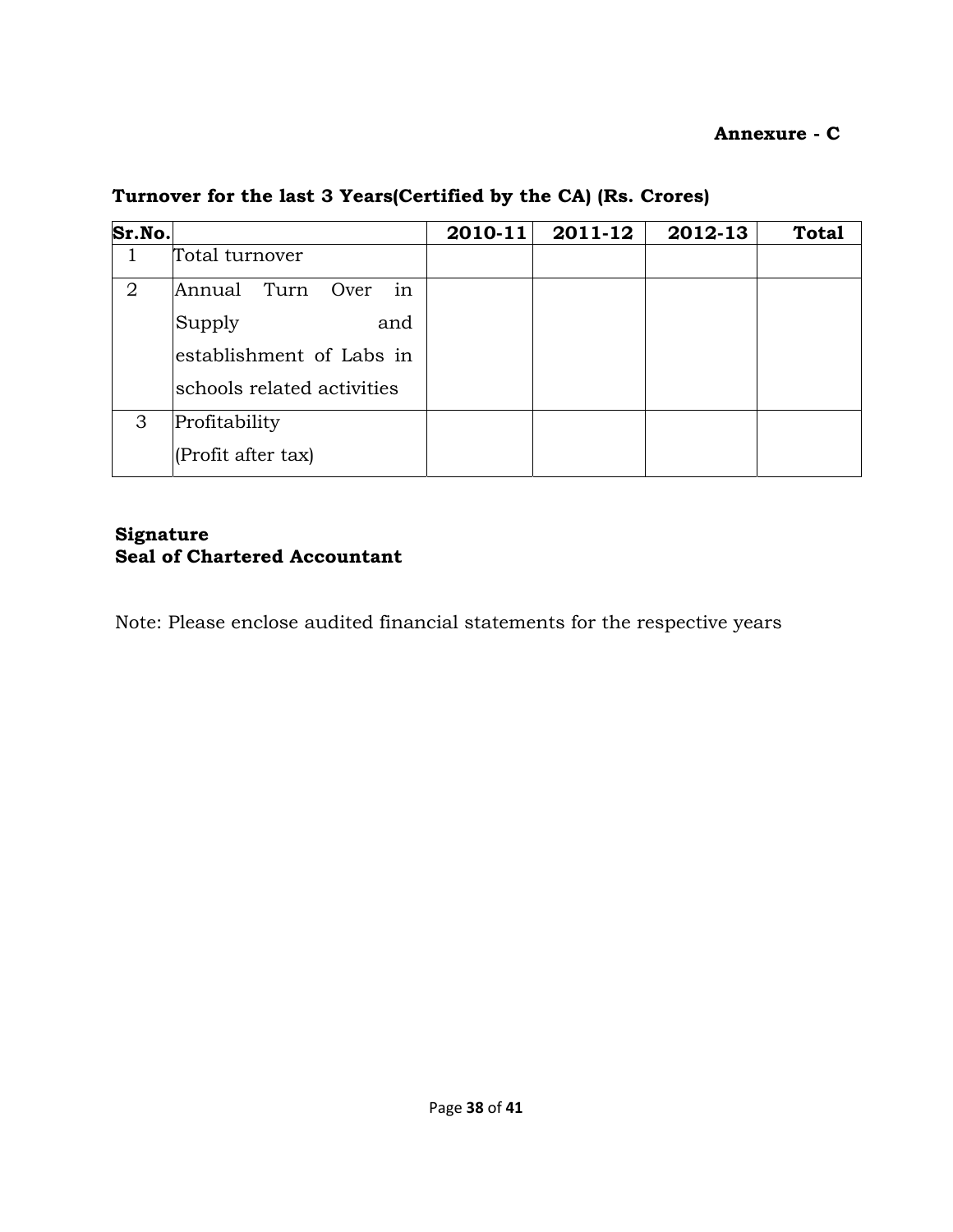**Annexure - C**

**Turnover for the last 3 Years(Certified by the CA) (Rs. Crores)**

| Sr.No. | | 2010-11 | 2011-12 | 2012-13 | Total |
|---|---|---|---|---|---|
| 1 | Total turnover | | | | |
| 2 | Annual Turn Over in Supply and establishment of Labs in schools related activities | | | | |
| 3 | Profitability (Profit after tax) | | | | |

**Signature**
**Seal of Chartered Accountant**

Note: Please enclose audited financial statements for the respective years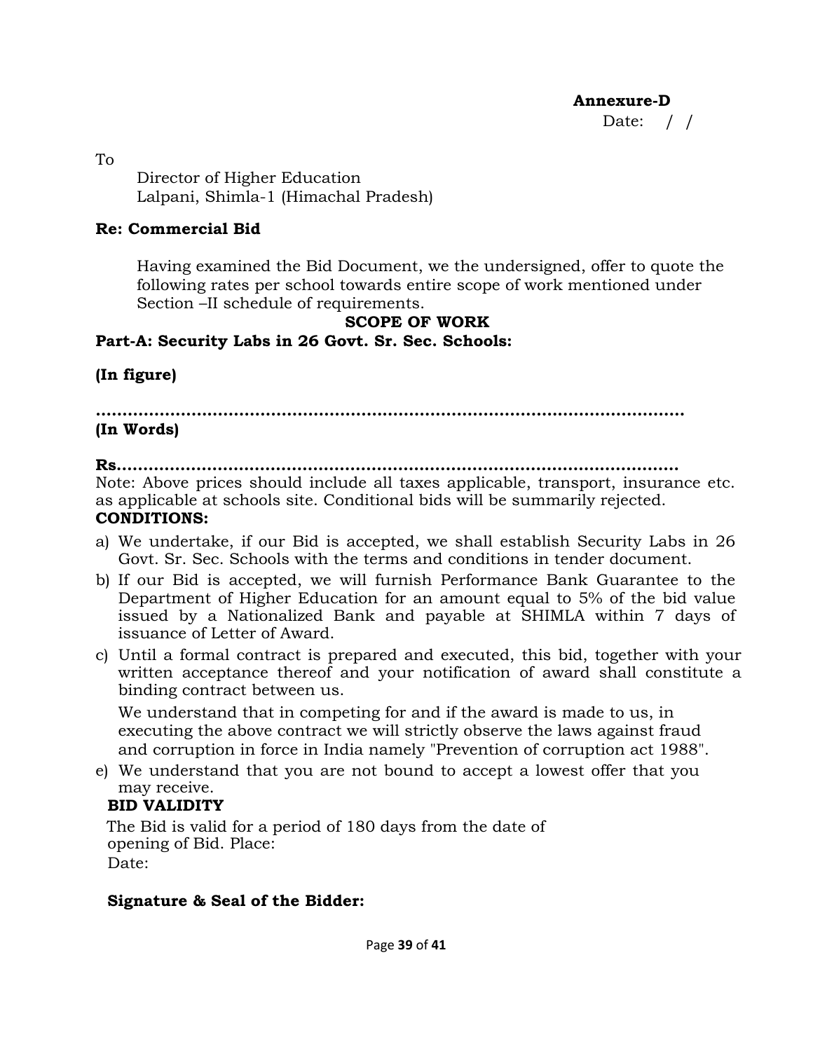**Annexure-D**

Date: / /

To

Director of Higher Education
Lalpani, Shimla-1 (Himachal Pradesh)

**Re: Commercial Bid**

Having examined the Bid Document, we the undersigned, offer to quote the following rates per school towards entire scope of work mentioned under Section –II schedule of requirements.

**SCOPE OF WORK**

**Part-A: Security Labs in 26 Govt. Sr. Sec. Schools:**

**(In figure)**

**.........................................................................................................**

**(In Words)**

**Rs..........................................................................................**

Note: Above prices should include all taxes applicable, transport, insurance etc. as applicable at schools site. Conditional bids will be summarily rejected.

**CONDITIONS:**

a) We undertake, if our Bid is accepted, we shall establish Security Labs in 26 Govt. Sr. Sec. Schools with the terms and conditions in tender document.

b) If our Bid is accepted, we will furnish Performance Bank Guarantee to the Department of Higher Education for an amount equal to 5% of the bid value issued by a Nationalized Bank and payable at SHIMLA within 7 days of issuance of Letter of Award.

c) Until a formal contract is prepared and executed, this bid, together with your written acceptance thereof and your notification of award shall constitute a binding contract between us.

   We understand that in competing for and if the award is made to us, in executing the above contract we will strictly observe the laws against fraud and corruption in force in India namely "Prevention of corruption act 1988".

e) We understand that you are not bound to accept a lowest offer that you may receive.

**BID VALIDITY**

The Bid is valid for a period of 180 days from the date of opening of Bid. Place:

Date:

**Signature & Seal of the Bidder:**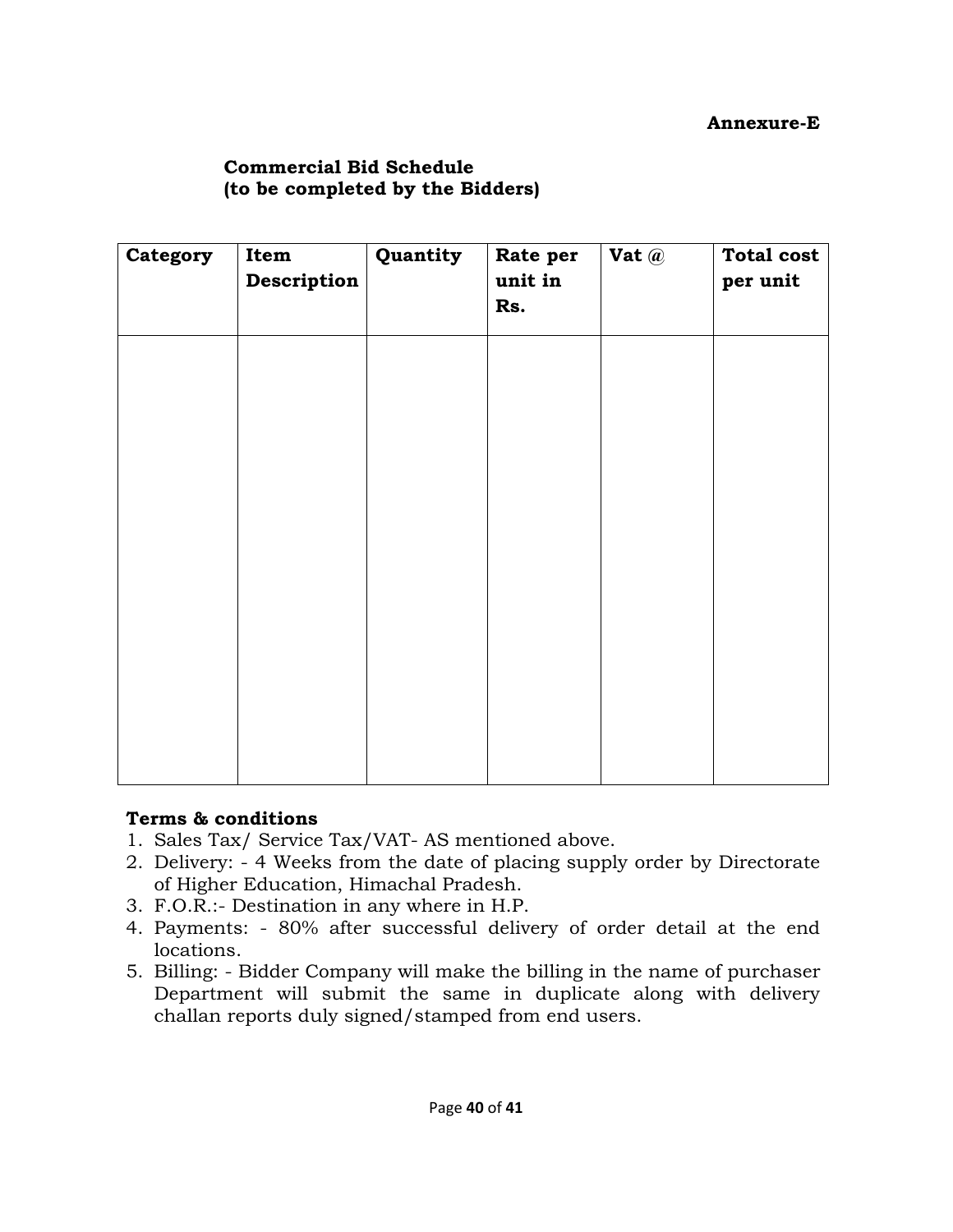**Annexure-E**

**Commercial Bid Schedule**
**(to be completed by the Bidders)**

| Category | Item Description | Quantity | Rate per unit in Rs. | Vat @ | Total cost per unit |
|---|---|---|---|---|---|
| | | | | | |

**Terms & conditions**

1. Sales Tax/ Service Tax/VAT- AS mentioned above.
2. Delivery: - 4 Weeks from the date of placing supply order by Directorate of Higher Education, Himachal Pradesh.
3. F.O.R.:- Destination in any where in H.P.
4. Payments: - 80% after successful delivery of order detail at the end locations.
5. Billing: - Bidder Company will make the billing in the name of purchaser Department will submit the same in duplicate along with delivery challan reports duly signed/stamped from end users.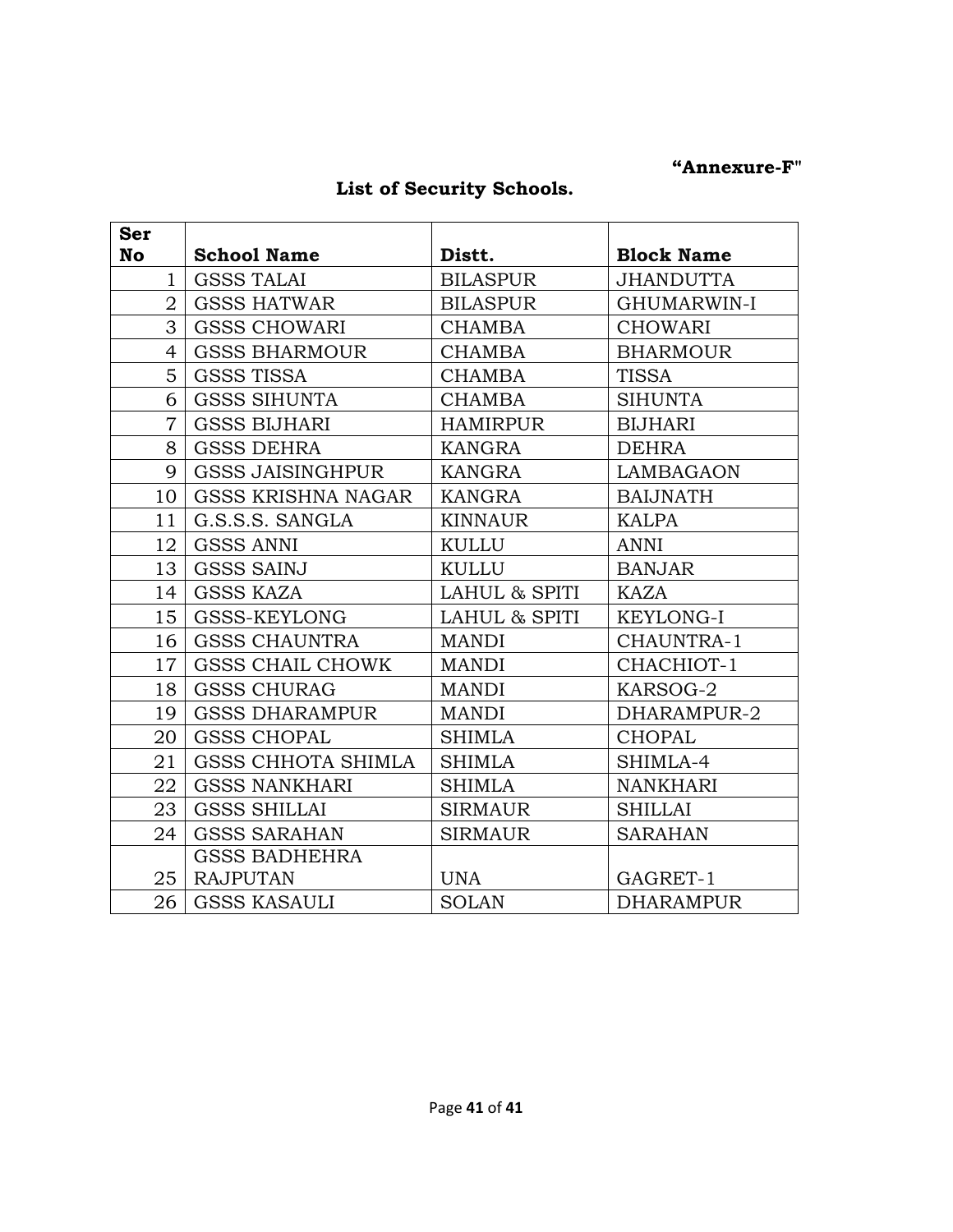**“Annexure-F"**

## List of Security Schools.

| Ser No | School Name | Distt. | Block Name |
|---|---|---|---|
| 1 | GSSS TALAI | BILASPUR | JHANDUTTA |
| 2 | GSSS HATWAR | BILASPUR | GHUMARWIN-I |
| 3 | GSSS CHOWARI | CHAMBA | CHOWARI |
| 4 | GSSS BHARMOUR | CHAMBA | BHARMOUR |
| 5 | GSSS TISSA | CHAMBA | TISSA |
| 6 | GSSS SIHUNTA | CHAMBA | SIHUNTA |
| 7 | GSSS BIJHARI | HAMIRPUR | BIJHARI |
| 8 | GSSS DEHRA | KANGRA | DEHRA |
| 9 | GSSS JAISINGHPUR | KANGRA | LAMBAGAON |
| 10 | GSSS KRISHNA NAGAR | KANGRA | BAIJNATH |
| 11 | G.S.S.S. SANGLA | KINNAUR | KALPA |
| 12 | GSSS ANNI | KULLU | ANNI |
| 13 | GSSS SAINJ | KULLU | BANJAR |
| 14 | GSSS KAZA | LAHUL & SPITI | KAZA |
| 15 | GSSS-KEYLONG | LAHUL & SPITI | KEYLONG-I |
| 16 | GSSS CHAUNTRA | MANDI | CHAUNTRA-1 |
| 17 | GSSS CHAIL CHOWK | MANDI | CHACHIOT-1 |
| 18 | GSSS CHURAG | MANDI | KARSOG-2 |
| 19 | GSSS DHARAMPUR | MANDI | DHARAMPUR-2 |
| 20 | GSSS CHOPAL | SHIMLA | CHOPAL |
| 21 | GSSS CHHOTA SHIMLA | SHIMLA | SHIMLA-4 |
| 22 | GSSS NANKHARI | SHIMLA | NANKHARI |
| 23 | GSSS SHILLAI | SIRMAUR | SHILLAI |
| 24 | GSSS SARAHAN | SIRMAUR | SARAHAN |
| 25 | GSSS BADHEHRA RAJPUTAN | UNA | GAGRET-1 |
| 26 | GSSS KASAULI | SOLAN | DHARAMPUR |